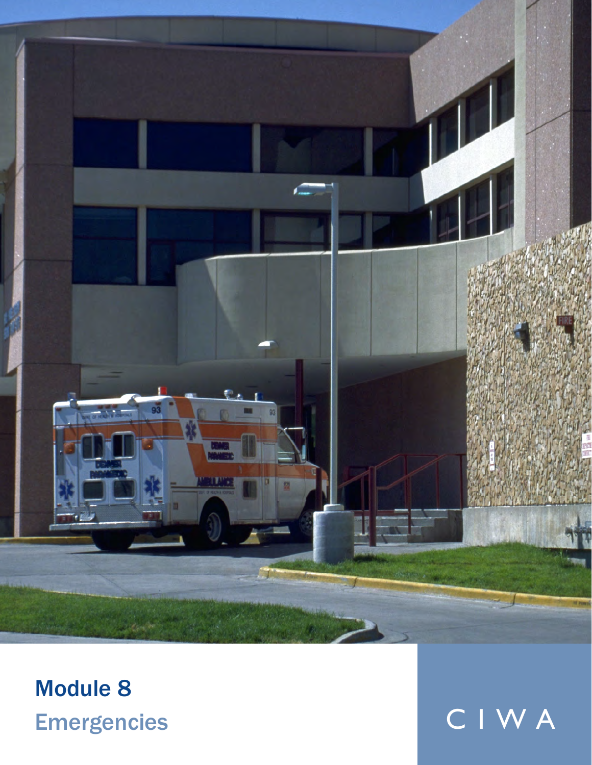# Module 8
## Emergencies

CIWA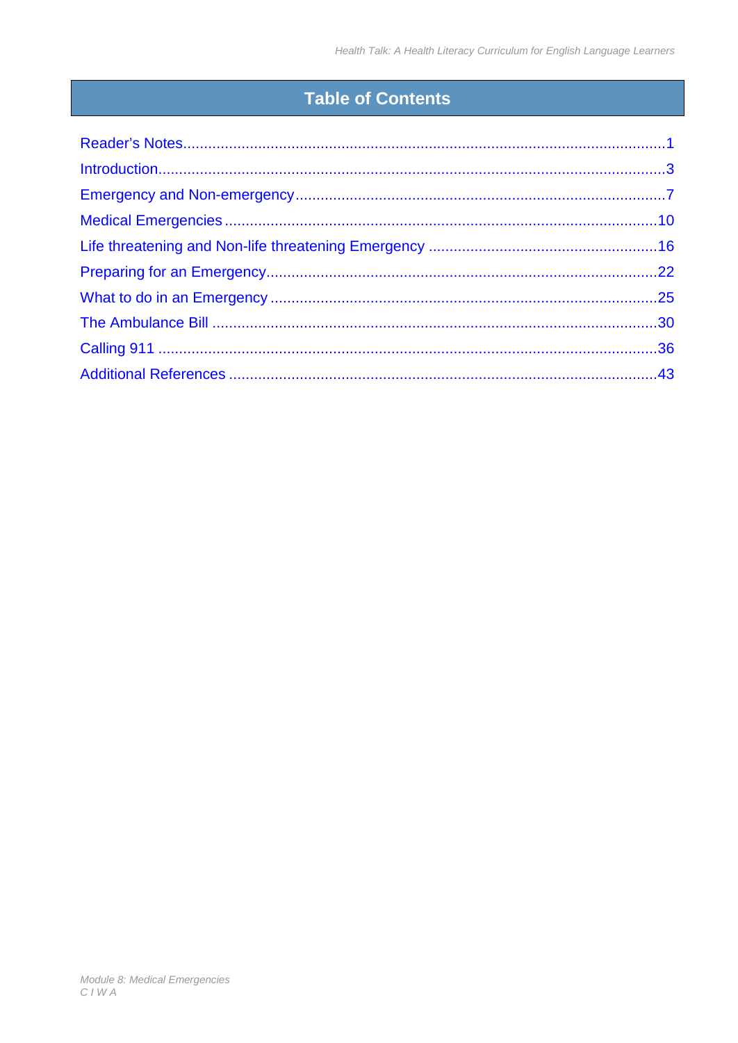# Table of Contents

| Section | Page |
|---|---|
| Reader's Notes | 1 |
| Introduction | 3 |
| Emergency and Non-emergency | 7 |
| Medical Emergencies | 10 |
| Life threatening and Non-life threatening Emergency | 16 |
| Preparing for an Emergency | 22 |
| What to do in an Emergency | 25 |
| The Ambulance Bill | 30 |
| Calling 911 | 36 |
| Additional References | 43 |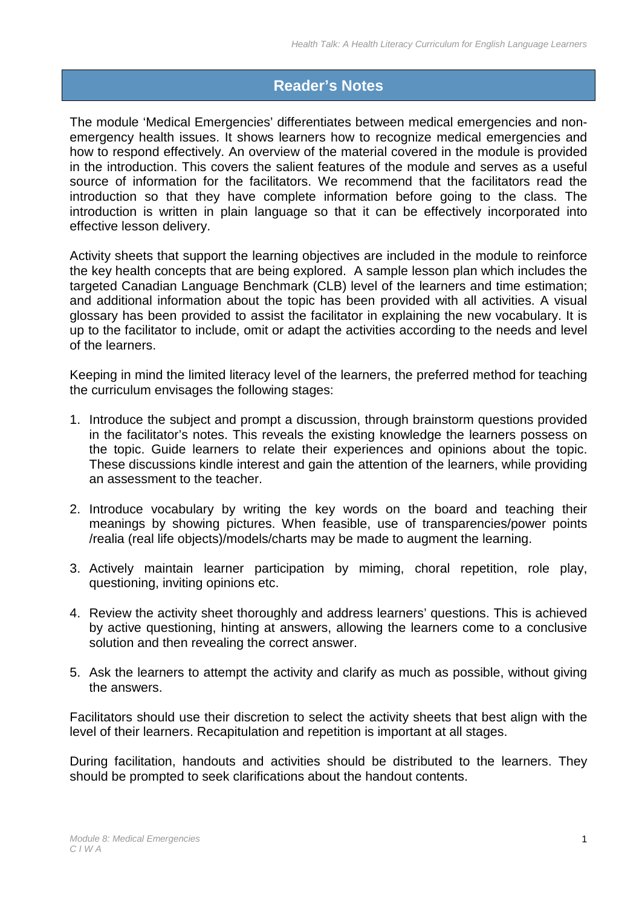# Reader's Notes

The module 'Medical Emergencies' differentiates between medical emergencies and non-emergency health issues. It shows learners how to recognize medical emergencies and how to respond effectively. An overview of the material covered in the module is provided in the introduction. This covers the salient features of the module and serves as a useful source of information for the facilitators. We recommend that the facilitators read the introduction so that they have complete information before going to the class. The introduction is written in plain language so that it can be effectively incorporated into effective lesson delivery.

Activity sheets that support the learning objectives are included in the module to reinforce the key health concepts that are being explored. A sample lesson plan which includes the targeted Canadian Language Benchmark (CLB) level of the learners and time estimation; and additional information about the topic has been provided with all activities. A visual glossary has been provided to assist the facilitator in explaining the new vocabulary. It is up to the facilitator to include, omit or adapt the activities according to the needs and level of the learners.

Keeping in mind the limited literacy level of the learners, the preferred method for teaching the curriculum envisages the following stages:

1. Introduce the subject and prompt a discussion, through brainstorm questions provided in the facilitator's notes. This reveals the existing knowledge the learners possess on the topic. Guide learners to relate their experiences and opinions about the topic. These discussions kindle interest and gain the attention of the learners, while providing an assessment to the teacher.
2. Introduce vocabulary by writing the key words on the board and teaching their meanings by showing pictures. When feasible, use of transparencies/power points /realia (real life objects)/models/charts may be made to augment the learning.
3. Actively maintain learner participation by miming, choral repetition, role play, questioning, inviting opinions etc.
4. Review the activity sheet thoroughly and address learners' questions. This is achieved by active questioning, hinting at answers, allowing the learners come to a conclusive solution and then revealing the correct answer.
5. Ask the learners to attempt the activity and clarify as much as possible, without giving the answers.

Facilitators should use their discretion to select the activity sheets that best align with the level of their learners. Recapitulation and repetition is important at all stages.

During facilitation, handouts and activities should be distributed to the learners. They should be prompted to seek clarifications about the handout contents.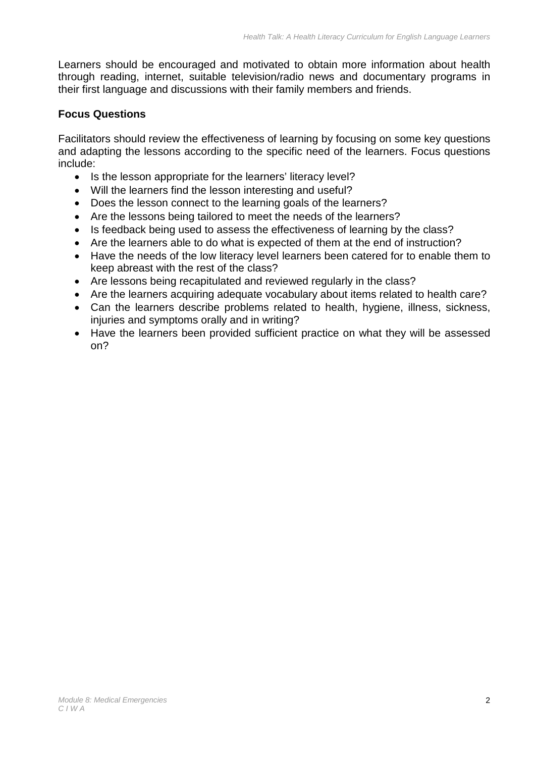Learners should be encouraged and motivated to obtain more information about health through reading, internet, suitable television/radio news and documentary programs in their first language and discussions with their family members and friends.

**Focus Questions**

Facilitators should review the effectiveness of learning by focusing on some key questions and adapting the lessons according to the specific need of the learners. Focus questions include:

- Is the lesson appropriate for the learners' literacy level?
- Will the learners find the lesson interesting and useful?
- Does the lesson connect to the learning goals of the learners?
- Are the lessons being tailored to meet the needs of the learners?
- Is feedback being used to assess the effectiveness of learning by the class?
- Are the learners able to do what is expected of them at the end of instruction?
- Have the needs of the low literacy level learners been catered for to enable them to keep abreast with the rest of the class?
- Are lessons being recapitulated and reviewed regularly in the class?
- Are the learners acquiring adequate vocabulary about items related to health care?
- Can the learners describe problems related to health, hygiene, illness, sickness, injuries and symptoms orally and in writing?
- Have the learners been provided sufficient practice on what they will be assessed on?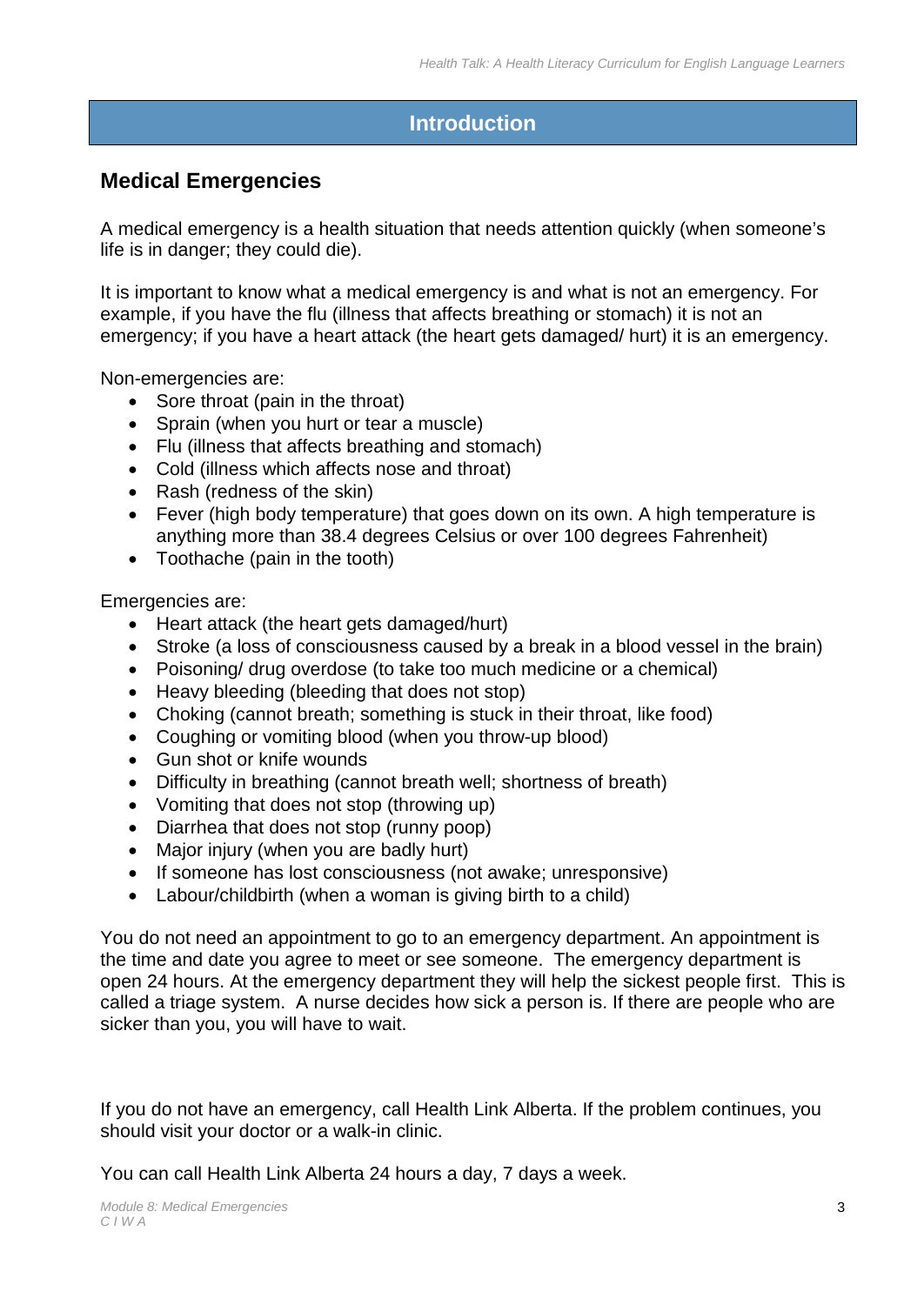# Introduction

## Medical Emergencies

A medical emergency is a health situation that needs attention quickly (when someone's life is in danger; they could die).

It is important to know what a medical emergency is and what is not an emergency. For example, if you have the flu (illness that affects breathing or stomach) it is not an emergency; if you have a heart attack (the heart gets damaged/ hurt) it is an emergency.

Non-emergencies are:

- Sore throat (pain in the throat)
- Sprain (when you hurt or tear a muscle)
- Flu (illness that affects breathing and stomach)
- Cold (illness which affects nose and throat)
- Rash (redness of the skin)
- Fever (high body temperature) that goes down on its own. A high temperature is anything more than 38.4 degrees Celsius or over 100 degrees Fahrenheit)
- Toothache (pain in the tooth)

Emergencies are:

- Heart attack (the heart gets damaged/hurt)
- Stroke (a loss of consciousness caused by a break in a blood vessel in the brain)
- Poisoning/ drug overdose (to take too much medicine or a chemical)
- Heavy bleeding (bleeding that does not stop)
- Choking (cannot breath; something is stuck in their throat, like food)
- Coughing or vomiting blood (when you throw-up blood)
- Gun shot or knife wounds
- Difficulty in breathing (cannot breath well; shortness of breath)
- Vomiting that does not stop (throwing up)
- Diarrhea that does not stop (runny poop)
- Major injury (when you are badly hurt)
- If someone has lost consciousness (not awake; unresponsive)
- Labour/childbirth (when a woman is giving birth to a child)

You do not need an appointment to go to an emergency department. An appointment is the time and date you agree to meet or see someone. The emergency department is open 24 hours. At the emergency department they will help the sickest people first. This is called a triage system. A nurse decides how sick a person is. If there are people who are sicker than you, you will have to wait.

If you do not have an emergency, call Health Link Alberta. If the problem continues, you should visit your doctor or a walk-in clinic.

You can call Health Link Alberta 24 hours a day, 7 days a week.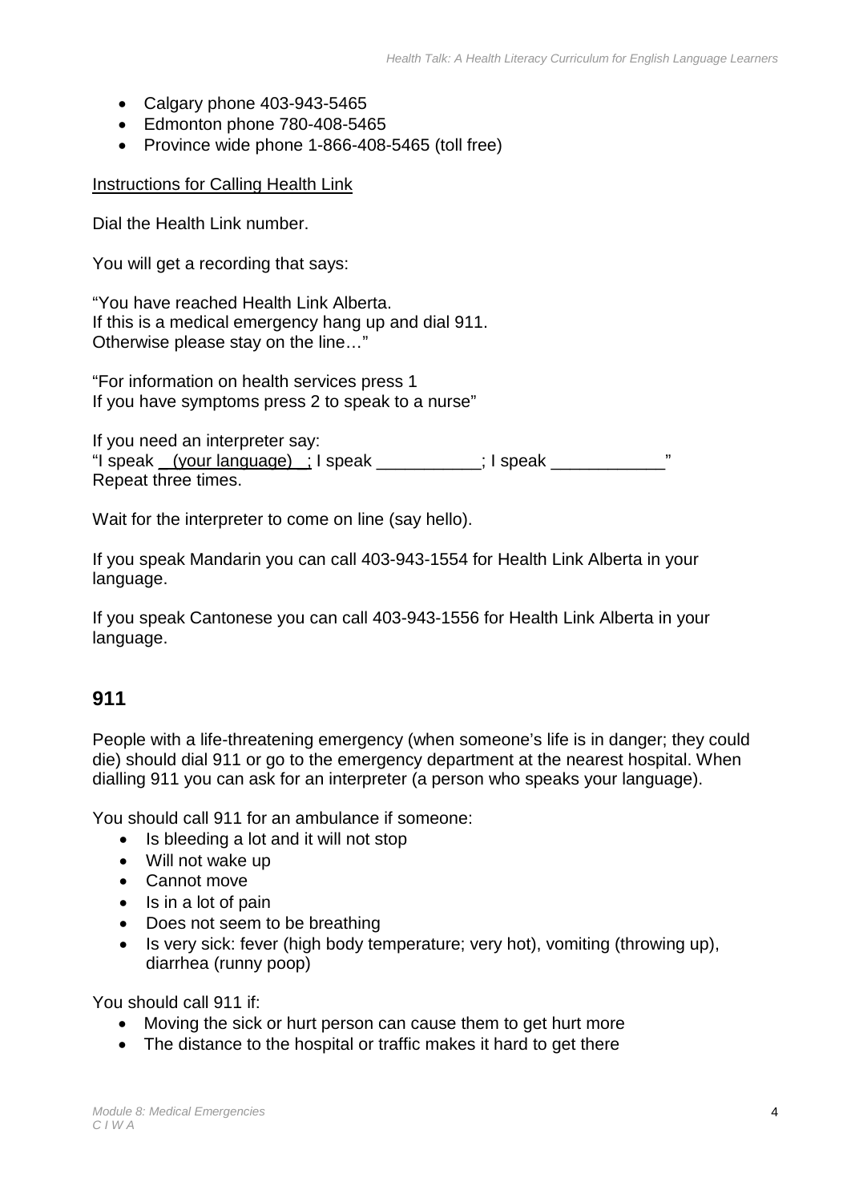- Calgary phone 403-943-5465
- Edmonton phone 780-408-5465
- Province wide phone 1-866-408-5465 (toll free)

<u>Instructions for Calling Health Link</u>

Dial the Health Link number.

You will get a recording that says:

"You have reached Health Link Alberta.
If this is a medical emergency hang up and dial 911.
Otherwise please stay on the line…"

"For information on health services press 1
If you have symptoms press 2 to speak to a nurse"

If you need an interpreter say:
"I speak <u>(your language)</u>; I speak ___________; I speak ____________"
Repeat three times.

Wait for the interpreter to come on line (say hello).

If you speak Mandarin you can call 403-943-1554 for Health Link Alberta in your language.

If you speak Cantonese you can call 403-943-1556 for Health Link Alberta in your language.

## 911

People with a life-threatening emergency (when someone's life is in danger; they could die) should dial 911 or go to the emergency department at the nearest hospital. When dialling 911 you can ask for an interpreter (a person who speaks your language).

You should call 911 for an ambulance if someone:

- Is bleeding a lot and it will not stop
- Will not wake up
- Cannot move
- Is in a lot of pain
- Does not seem to be breathing
- Is very sick: fever (high body temperature; very hot), vomiting (throwing up), diarrhea (runny poop)

You should call 911 if:

- Moving the sick or hurt person can cause them to get hurt more
- The distance to the hospital or traffic makes it hard to get there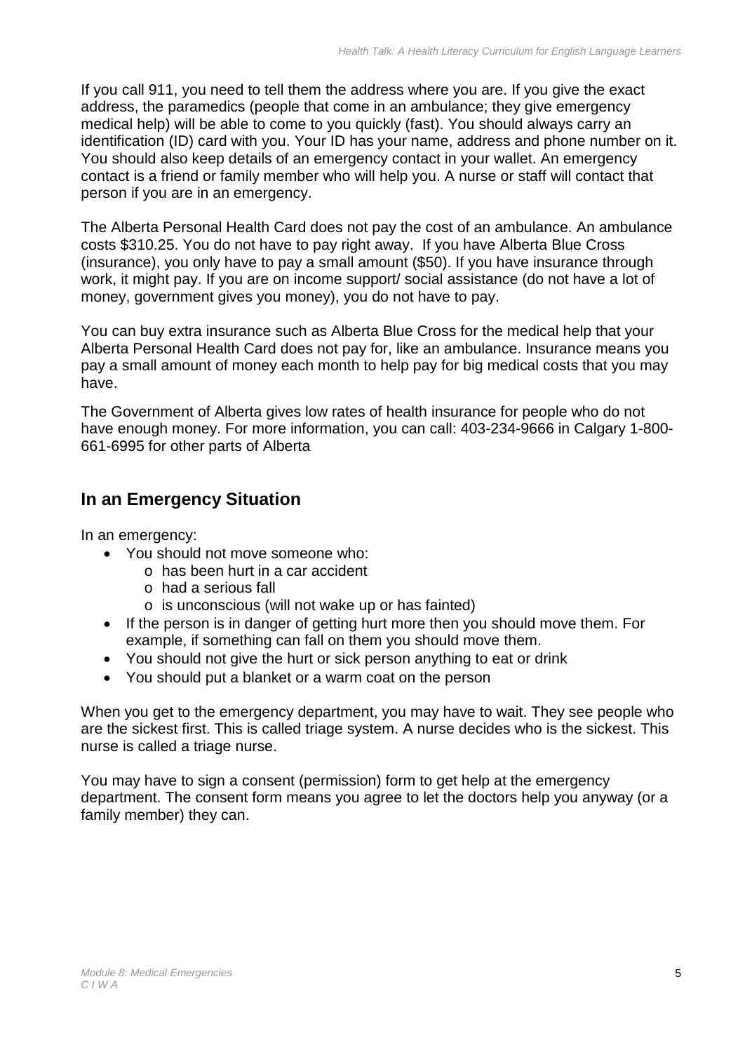If you call 911, you need to tell them the address where you are. If you give the exact address, the paramedics (people that come in an ambulance; they give emergency medical help) will be able to come to you quickly (fast). You should always carry an identification (ID) card with you. Your ID has your name, address and phone number on it. You should also keep details of an emergency contact in your wallet. An emergency contact is a friend or family member who will help you. A nurse or staff will contact that person if you are in an emergency.

The Alberta Personal Health Card does not pay the cost of an ambulance. An ambulance costs $310.25. You do not have to pay right away. If you have Alberta Blue Cross (insurance), you only have to pay a small amount ($50). If you have insurance through work, it might pay. If you are on income support/ social assistance (do not have a lot of money, government gives you money), you do not have to pay.

You can buy extra insurance such as Alberta Blue Cross for the medical help that your Alberta Personal Health Card does not pay for, like an ambulance. Insurance means you pay a small amount of money each month to help pay for big medical costs that you may have.

The Government of Alberta gives low rates of health insurance for people who do not have enough money. For more information, you can call: 403-234-9666 in Calgary 1-800-661-6995 for other parts of Alberta

## In an Emergency Situation

In an emergency:

- You should not move someone who:
  - has been hurt in a car accident
  - had a serious fall
  - is unconscious (will not wake up or has fainted)
- If the person is in danger of getting hurt more then you should move them. For example, if something can fall on them you should move them.
- You should not give the hurt or sick person anything to eat or drink
- You should put a blanket or a warm coat on the person

When you get to the emergency department, you may have to wait. They see people who are the sickest first. This is called triage system. A nurse decides who is the sickest. This nurse is called a triage nurse.

You may have to sign a consent (permission) form to get help at the emergency department. The consent form means you agree to let the doctors help you anyway (or a family member) they can.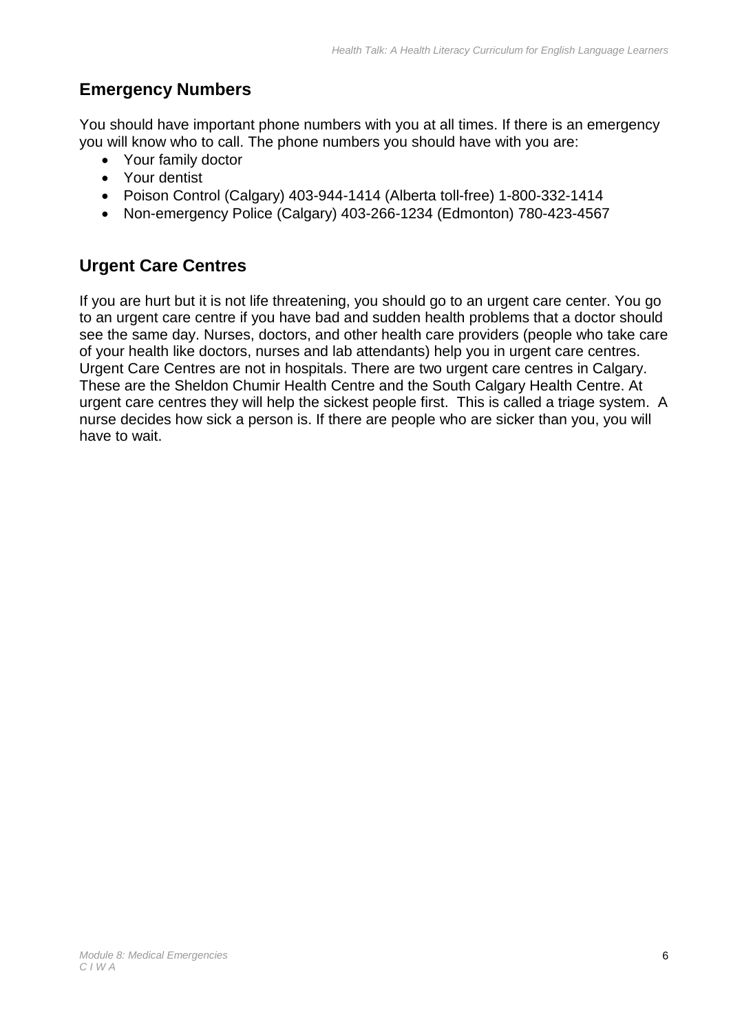## Emergency Numbers

You should have important phone numbers with you at all times. If there is an emergency you will know who to call. The phone numbers you should have with you are:

- Your family doctor
- Your dentist
- Poison Control (Calgary) 403-944-1414 (Alberta toll-free) 1-800-332-1414
- Non-emergency Police (Calgary) 403-266-1234 (Edmonton) 780-423-4567

## Urgent Care Centres

If you are hurt but it is not life threatening, you should go to an urgent care center. You go to an urgent care centre if you have bad and sudden health problems that a doctor should see the same day. Nurses, doctors, and other health care providers (people who take care of your health like doctors, nurses and lab attendants) help you in urgent care centres. Urgent Care Centres are not in hospitals. There are two urgent care centres in Calgary. These are the Sheldon Chumir Health Centre and the South Calgary Health Centre. At urgent care centres they will help the sickest people first. This is called a triage system. A nurse decides how sick a person is. If there are people who are sicker than you, you will have to wait.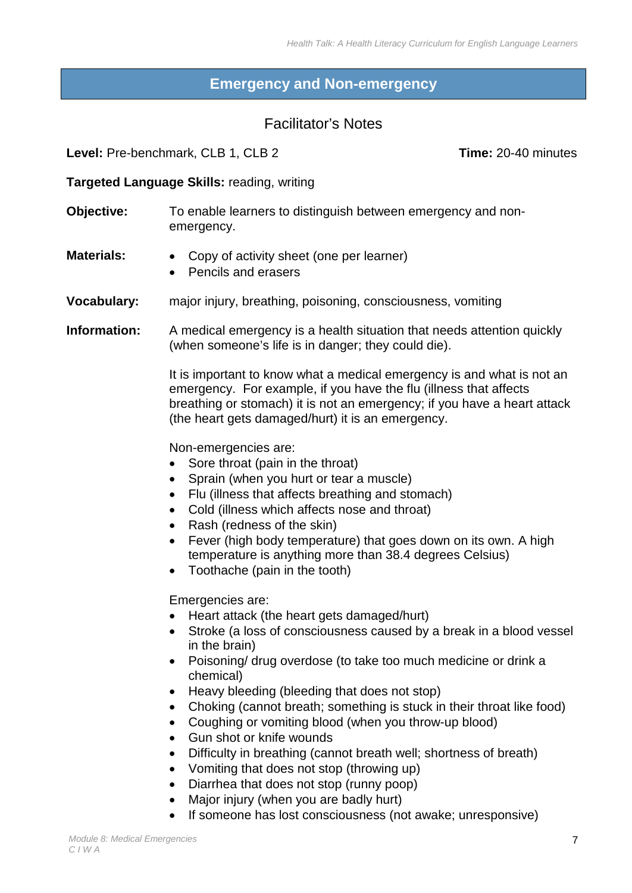## Emergency and Non-emergency

### Facilitator's Notes

**Level:** Pre-benchmark, CLB 1, CLB 2

**Time:** 20-40 minutes

**Targeted Language Skills:** reading, writing

**Objective:** To enable learners to distinguish between emergency and non-emergency.

**Materials:**

- Copy of activity sheet (one per learner)
- Pencils and erasers

**Vocabulary:** major injury, breathing, poisoning, consciousness, vomiting

**Information:** A medical emergency is a health situation that needs attention quickly (when someone's life is in danger; they could die).

It is important to know what a medical emergency is and what is not an emergency. For example, if you have the flu (illness that affects breathing or stomach) it is not an emergency; if you have a heart attack (the heart gets damaged/hurt) it is an emergency.

Non-emergencies are:

- Sore throat (pain in the throat)
- Sprain (when you hurt or tear a muscle)
- Flu (illness that affects breathing and stomach)
- Cold (illness which affects nose and throat)
- Rash (redness of the skin)
- Fever (high body temperature) that goes down on its own. A high temperature is anything more than 38.4 degrees Celsius)
- Toothache (pain in the tooth)

Emergencies are:

- Heart attack (the heart gets damaged/hurt)
- Stroke (a loss of consciousness caused by a break in a blood vessel in the brain)
- Poisoning/ drug overdose (to take too much medicine or drink a chemical)
- Heavy bleeding (bleeding that does not stop)
- Choking (cannot breath; something is stuck in their throat like food)
- Coughing or vomiting blood (when you throw-up blood)
- Gun shot or knife wounds
- Difficulty in breathing (cannot breath well; shortness of breath)
- Vomiting that does not stop (throwing up)
- Diarrhea that does not stop (runny poop)
- Major injury (when you are badly hurt)
- If someone has lost consciousness (not awake; unresponsive)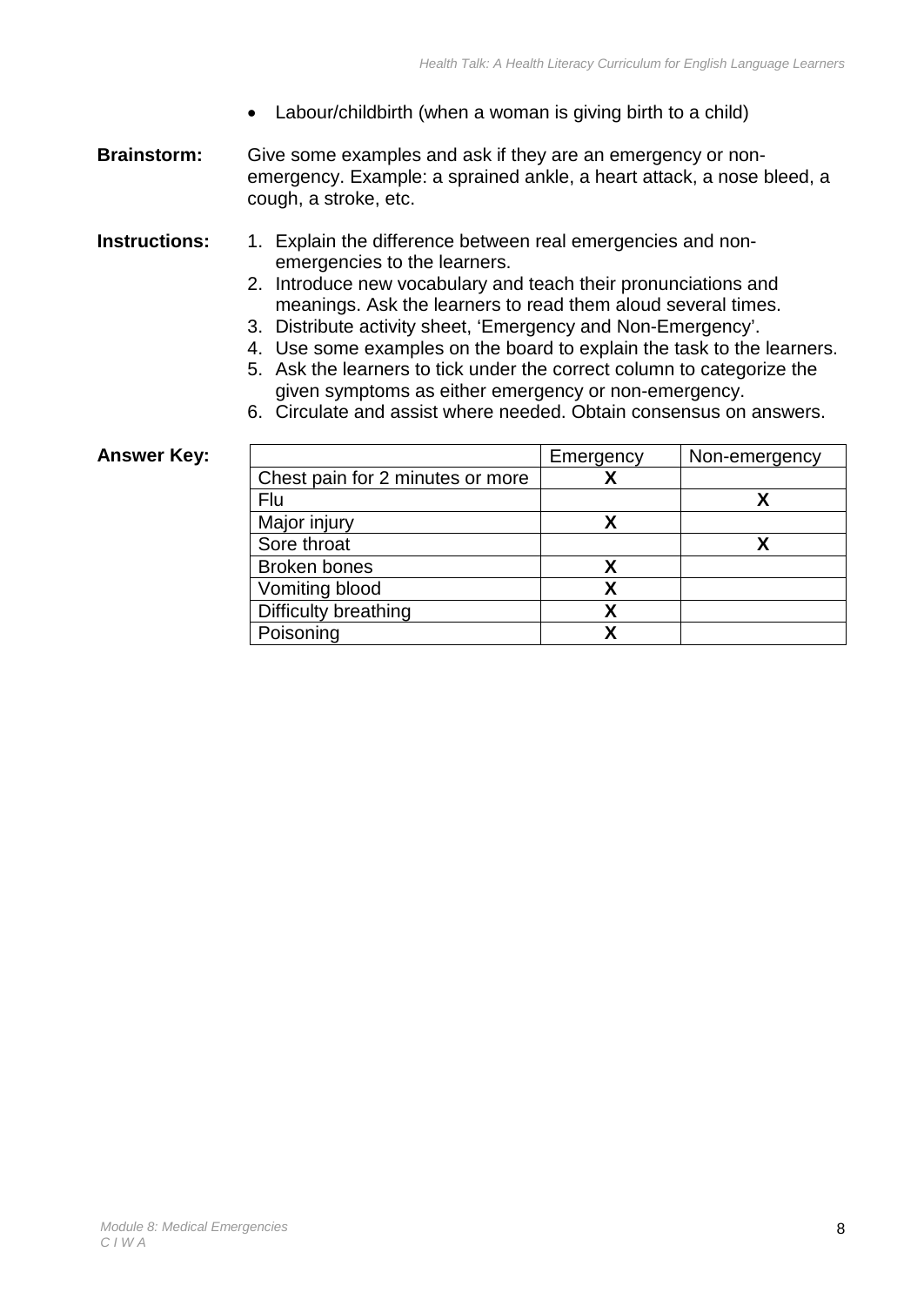- Labour/childbirth (when a woman is giving birth to a child)

**Brainstorm:** Give some examples and ask if they are an emergency or non-emergency. Example: a sprained ankle, a heart attack, a nose bleed, a cough, a stroke, etc.

**Instructions:**

1. Explain the difference between real emergencies and non-emergencies to the learners.
2. Introduce new vocabulary and teach their pronunciations and meanings. Ask the learners to read them aloud several times.
3. Distribute activity sheet, 'Emergency and Non-Emergency'.
4. Use some examples on the board to explain the task to the learners.
5. Ask the learners to tick under the correct column to categorize the given symptoms as either emergency or non-emergency.
6. Circulate and assist where needed. Obtain consensus on answers.

**Answer Key:**

| | Emergency | Non-emergency |
|---|---|---|
| Chest pain for 2 minutes or more | **X** | |
| Flu | | **X** |
| Major injury | **X** | |
| Sore throat | | **X** |
| Broken bones | **X** | |
| Vomiting blood | **X** | |
| Difficulty breathing | **X** | |
| Poisoning | **X** | |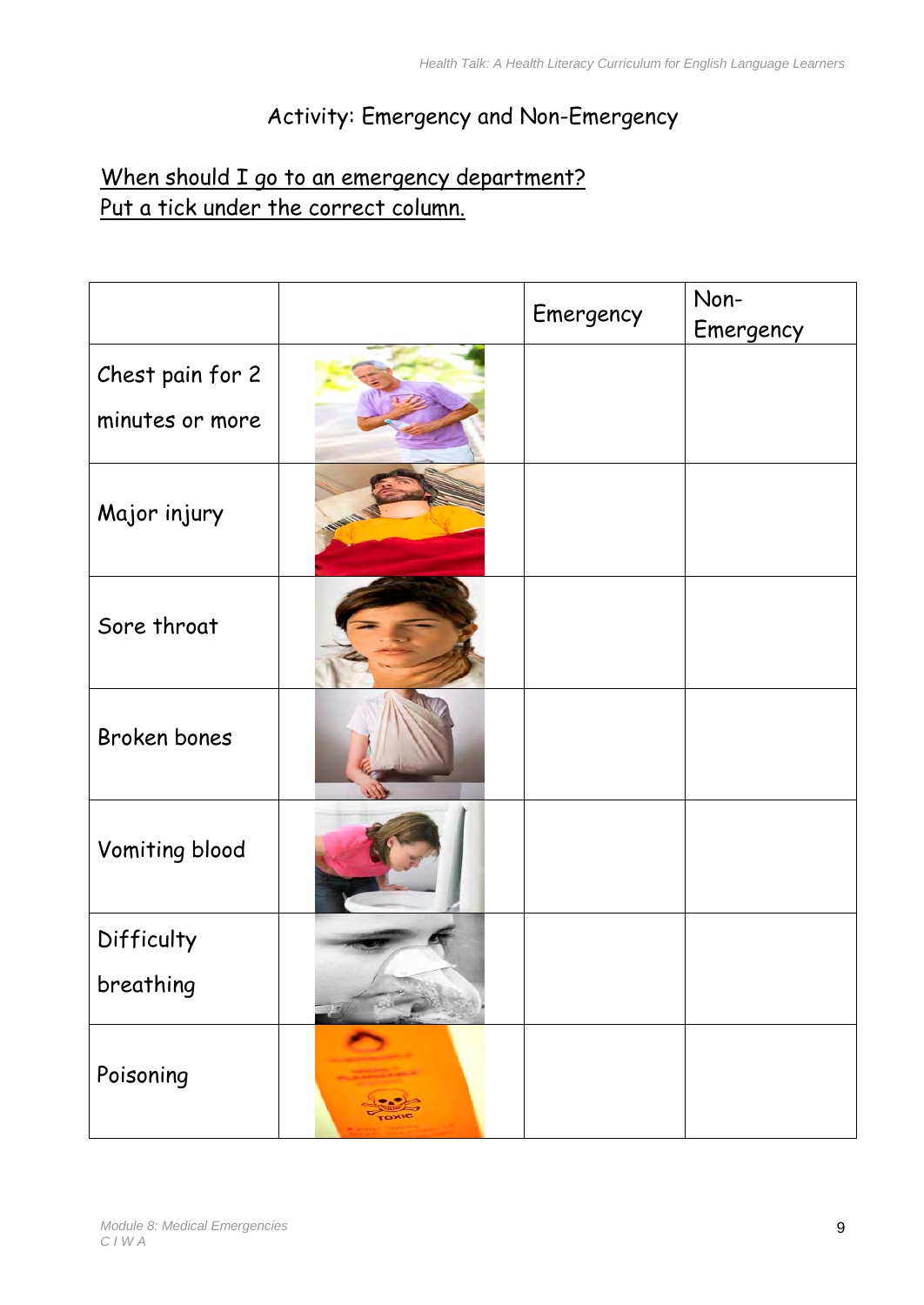# Activity: Emergency and Non-Emergency

When should I go to an emergency department?
Put a tick under the correct column.

| | | Emergency | Non-Emergency |
|---|---|---|---|
| Chest pain for 2 minutes or more | | | |
| Major injury | | | |
| Sore throat | | | |
| Broken bones | | | |
| Vomiting blood | | | |
| Difficulty breathing | | | |
| Poisoning | | | |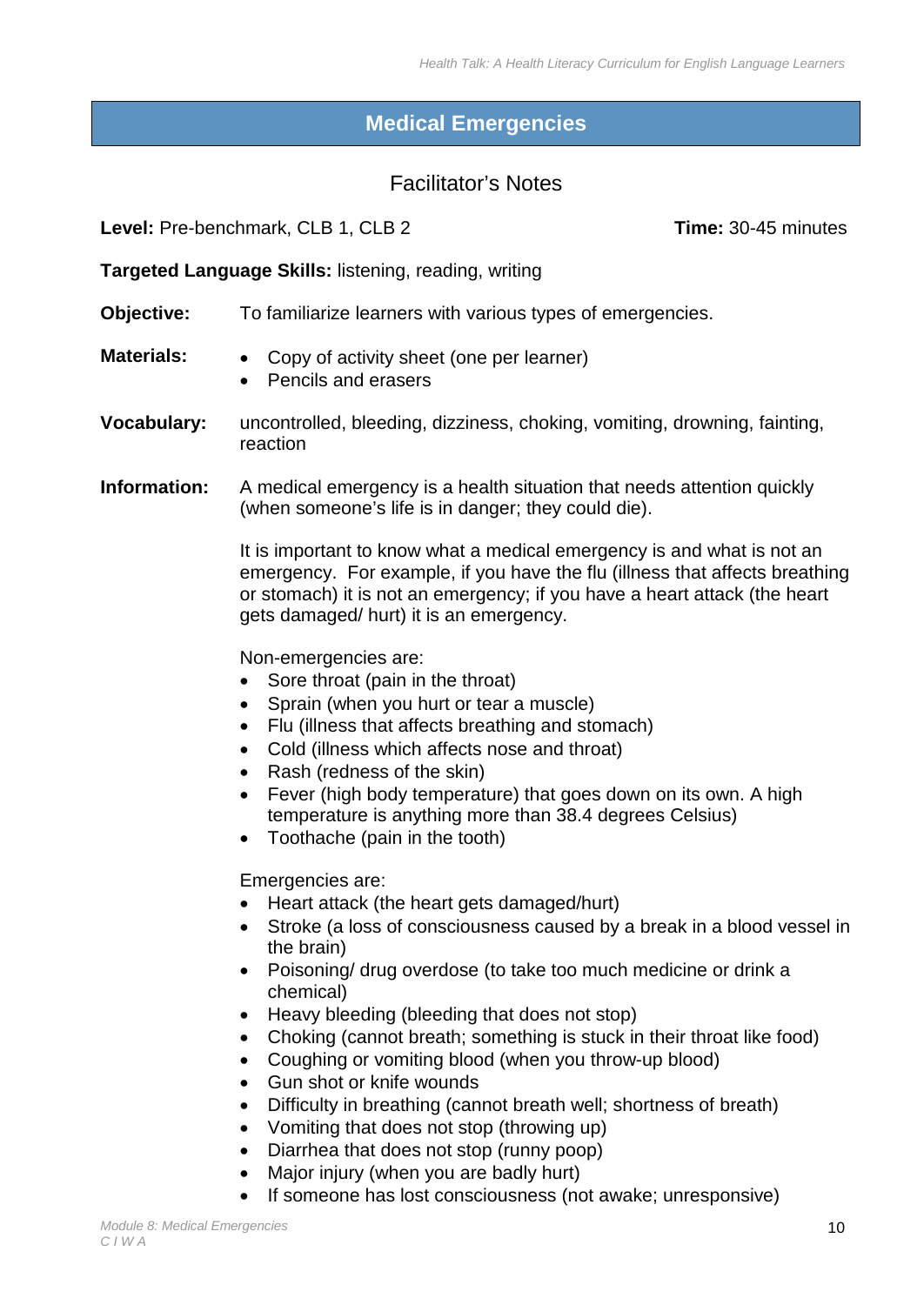# Medical Emergencies

## Facilitator's Notes

**Level:** Pre-benchmark, CLB 1, CLB 2 **Time:** 30-45 minutes

**Targeted Language Skills:** listening, reading, writing

**Objective:** To familiarize learners with various types of emergencies.

**Materials:**

- Copy of activity sheet (one per learner)
- Pencils and erasers

**Vocabulary:** uncontrolled, bleeding, dizziness, choking, vomiting, drowning, fainting, reaction

**Information:** A medical emergency is a health situation that needs attention quickly (when someone's life is in danger; they could die).

It is important to know what a medical emergency is and what is not an emergency. For example, if you have the flu (illness that affects breathing or stomach) it is not an emergency; if you have a heart attack (the heart gets damaged/ hurt) it is an emergency.

Non-emergencies are:

- Sore throat (pain in the throat)
- Sprain (when you hurt or tear a muscle)
- Flu (illness that affects breathing and stomach)
- Cold (illness which affects nose and throat)
- Rash (redness of the skin)
- Fever (high body temperature) that goes down on its own. A high temperature is anything more than 38.4 degrees Celsius)
- Toothache (pain in the tooth)

Emergencies are:

- Heart attack (the heart gets damaged/hurt)
- Stroke (a loss of consciousness caused by a break in a blood vessel in the brain)
- Poisoning/ drug overdose (to take too much medicine or drink a chemical)
- Heavy bleeding (bleeding that does not stop)
- Choking (cannot breath; something is stuck in their throat like food)
- Coughing or vomiting blood (when you throw-up blood)
- Gun shot or knife wounds
- Difficulty in breathing (cannot breath well; shortness of breath)
- Vomiting that does not stop (throwing up)
- Diarrhea that does not stop (runny poop)
- Major injury (when you are badly hurt)
- If someone has lost consciousness (not awake; unresponsive)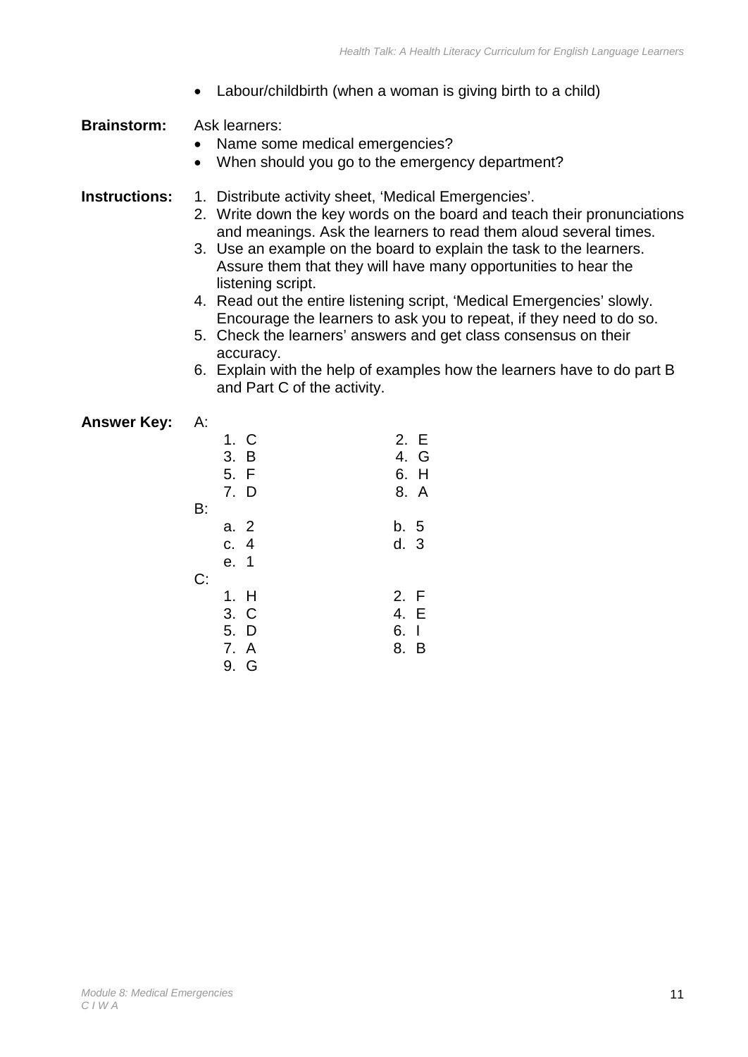- Labour/childbirth (when a woman is giving birth to a child)

**Brainstorm:** Ask learners:

- Name some medical emergencies?
- When should you go to the emergency department?

**Instructions:**

1. Distribute activity sheet, 'Medical Emergencies'.
2. Write down the key words on the board and teach their pronunciations and meanings. Ask the learners to read them aloud several times.
3. Use an example on the board to explain the task to the learners. Assure them that they will have many opportunities to hear the listening script.
4. Read out the entire listening script, 'Medical Emergencies' slowly. Encourage the learners to ask you to repeat, if they need to do so.
5. Check the learners' answers and get class consensus on their accuracy.
6. Explain with the help of examples how the learners have to do part B and Part C of the activity.

**Answer Key:**

A:

1. C
2. E
3. B
4. G
5. F
6. H
7. D
8. A

B:

a. 2
b. 5
c. 4
d. 3
e. 1

C:

1. H
2. F
3. C
4. E
5. D
6. I
7. A
8. B
9. G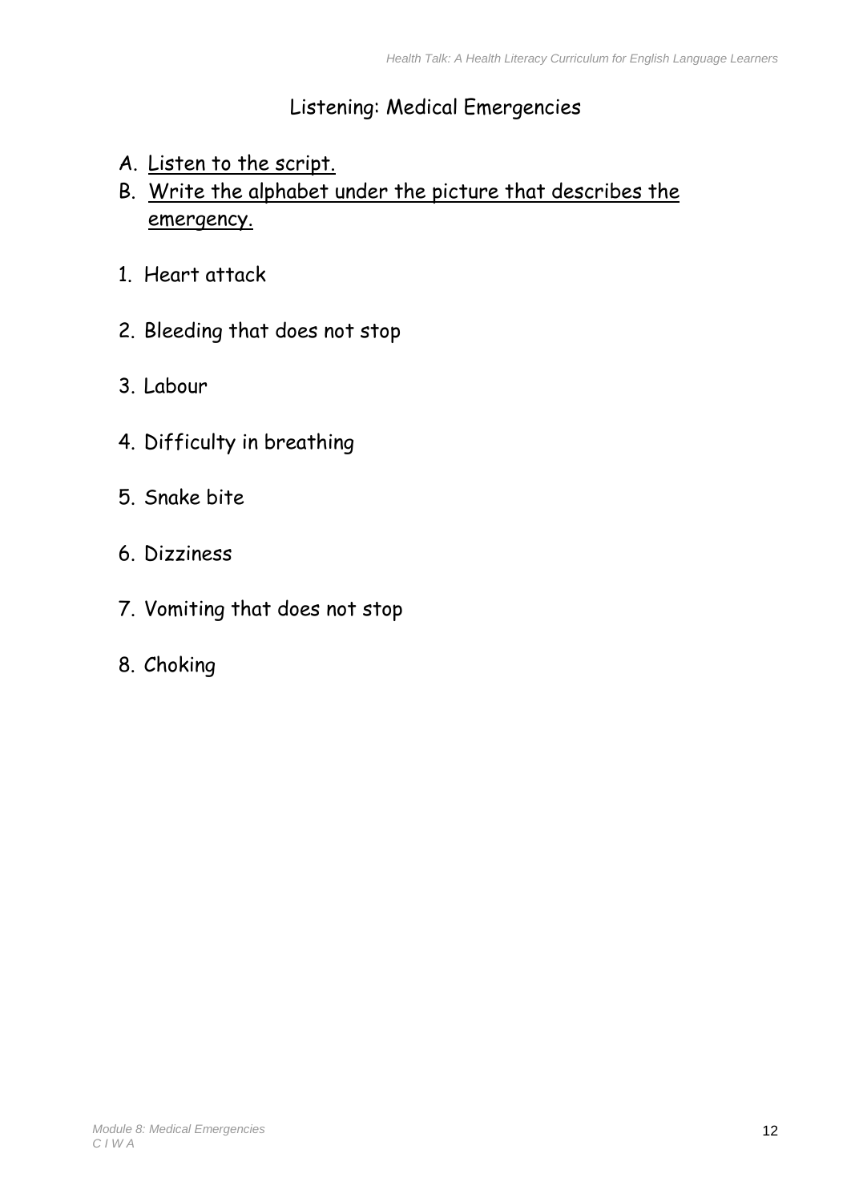## Listening: Medical Emergencies

A. Listen to the script.
B. Write the alphabet under the picture that describes the emergency.

1. Heart attack
2. Bleeding that does not stop
3. Labour
4. Difficulty in breathing
5. Snake bite
6. Dizziness
7. Vomiting that does not stop
8. Choking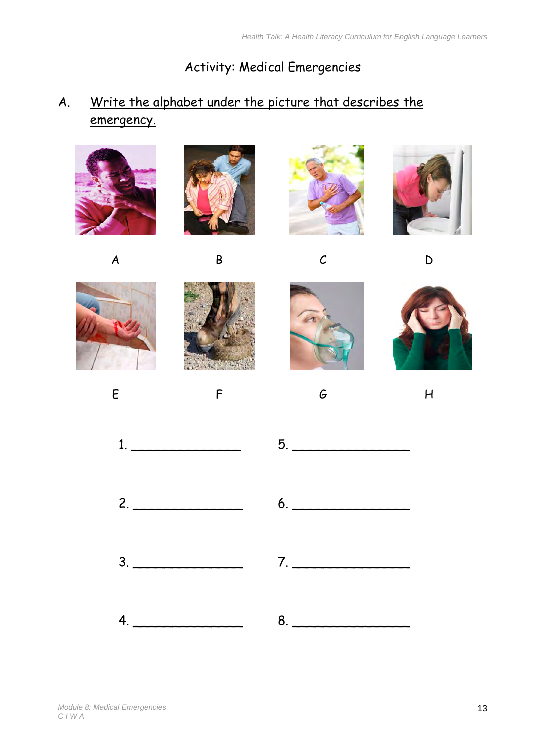# Activity: Medical Emergencies

A. Write the alphabet under the picture that describes the emergency.

A

B

C

D

E

F

G

H

1. _______________

2. _______________

3. _______________

4. _______________

5. _______________

6. _______________

7. _______________

8. _______________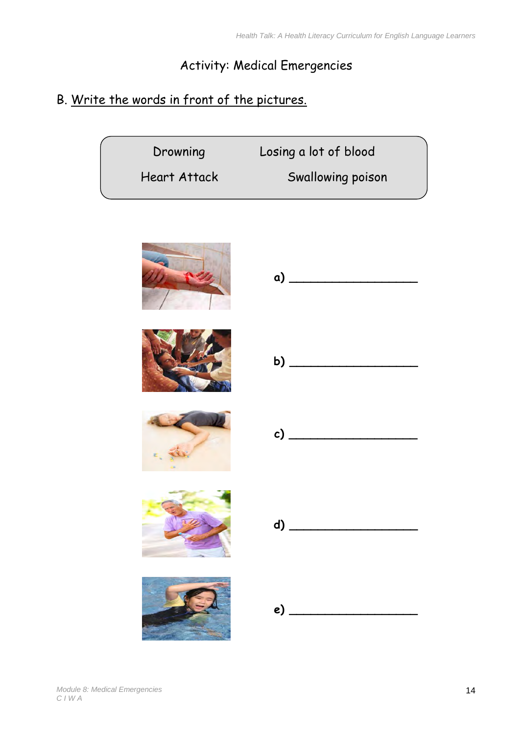# Activity: Medical Emergencies

## B. Write the words in front of the pictures.

| | |
|---|---|
| Drowning | Losing a lot of blood |
| Heart Attack | Swallowing poison |

**a)** ___________________

**b)** ___________________

**c)** ___________________

**d)** ___________________

**e)** ___________________

*Module 8: Medical Emergencies*
*C I W A*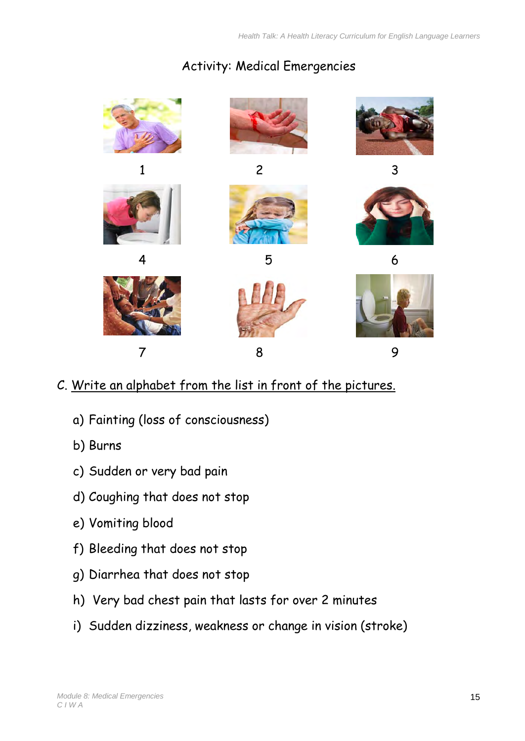# Activity: Medical Emergencies

1 2 3

4 5 6

7 8 9

C. Write an alphabet from the list in front of the pictures.

a) Fainting (loss of consciousness)

b) Burns

c) Sudden or very bad pain

d) Coughing that does not stop

e) Vomiting blood

f) Bleeding that does not stop

g) Diarrhea that does not stop

h) Very bad chest pain that lasts for over 2 minutes

i) Sudden dizziness, weakness or change in vision (stroke)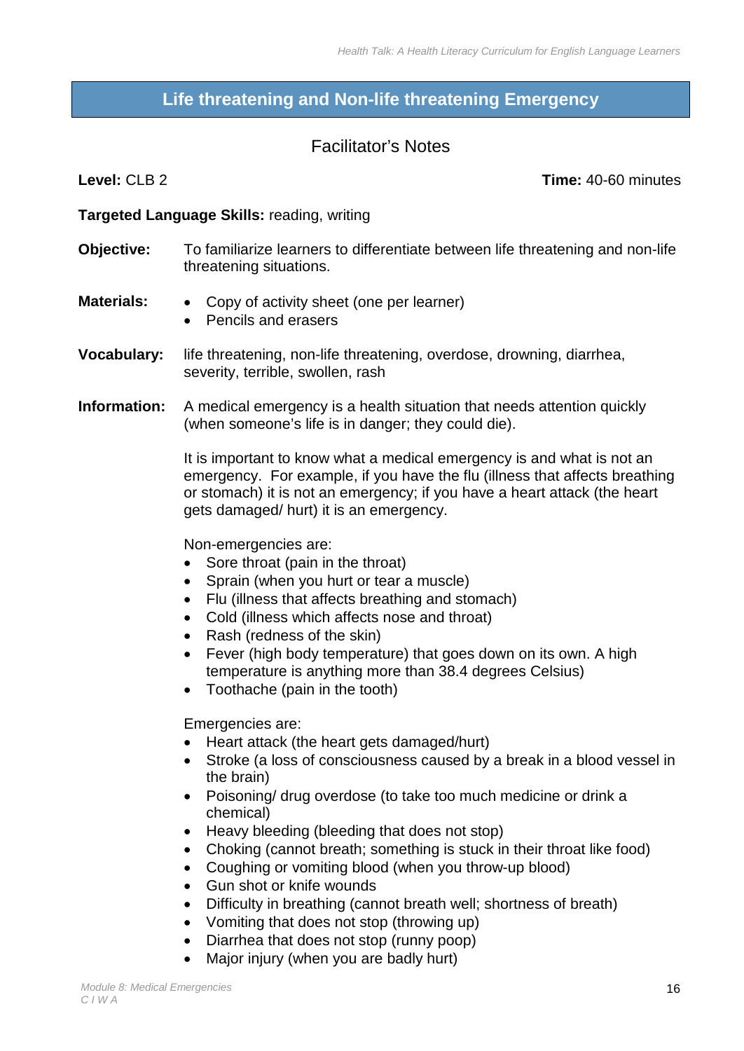## Life threatening and Non-life threatening Emergency

### Facilitator's Notes

**Level:** CLB 2 **Time:** 40-60 minutes

**Targeted Language Skills:** reading, writing

**Objective:** To familiarize learners to differentiate between life threatening and non-life threatening situations.

**Materials:**

- Copy of activity sheet (one per learner)
- Pencils and erasers

**Vocabulary:** life threatening, non-life threatening, overdose, drowning, diarrhea, severity, terrible, swollen, rash

**Information:** A medical emergency is a health situation that needs attention quickly (when someone's life is in danger; they could die).

It is important to know what a medical emergency is and what is not an emergency. For example, if you have the flu (illness that affects breathing or stomach) it is not an emergency; if you have a heart attack (the heart gets damaged/ hurt) it is an emergency.

Non-emergencies are:

- Sore throat (pain in the throat)
- Sprain (when you hurt or tear a muscle)
- Flu (illness that affects breathing and stomach)
- Cold (illness which affects nose and throat)
- Rash (redness of the skin)
- Fever (high body temperature) that goes down on its own. A high temperature is anything more than 38.4 degrees Celsius)
- Toothache (pain in the tooth)

Emergencies are:

- Heart attack (the heart gets damaged/hurt)
- Stroke (a loss of consciousness caused by a break in a blood vessel in the brain)
- Poisoning/ drug overdose (to take too much medicine or drink a chemical)
- Heavy bleeding (bleeding that does not stop)
- Choking (cannot breath; something is stuck in their throat like food)
- Coughing or vomiting blood (when you throw-up blood)
- Gun shot or knife wounds
- Difficulty in breathing (cannot breath well; shortness of breath)
- Vomiting that does not stop (throwing up)
- Diarrhea that does not stop (runny poop)
- Major injury (when you are badly hurt)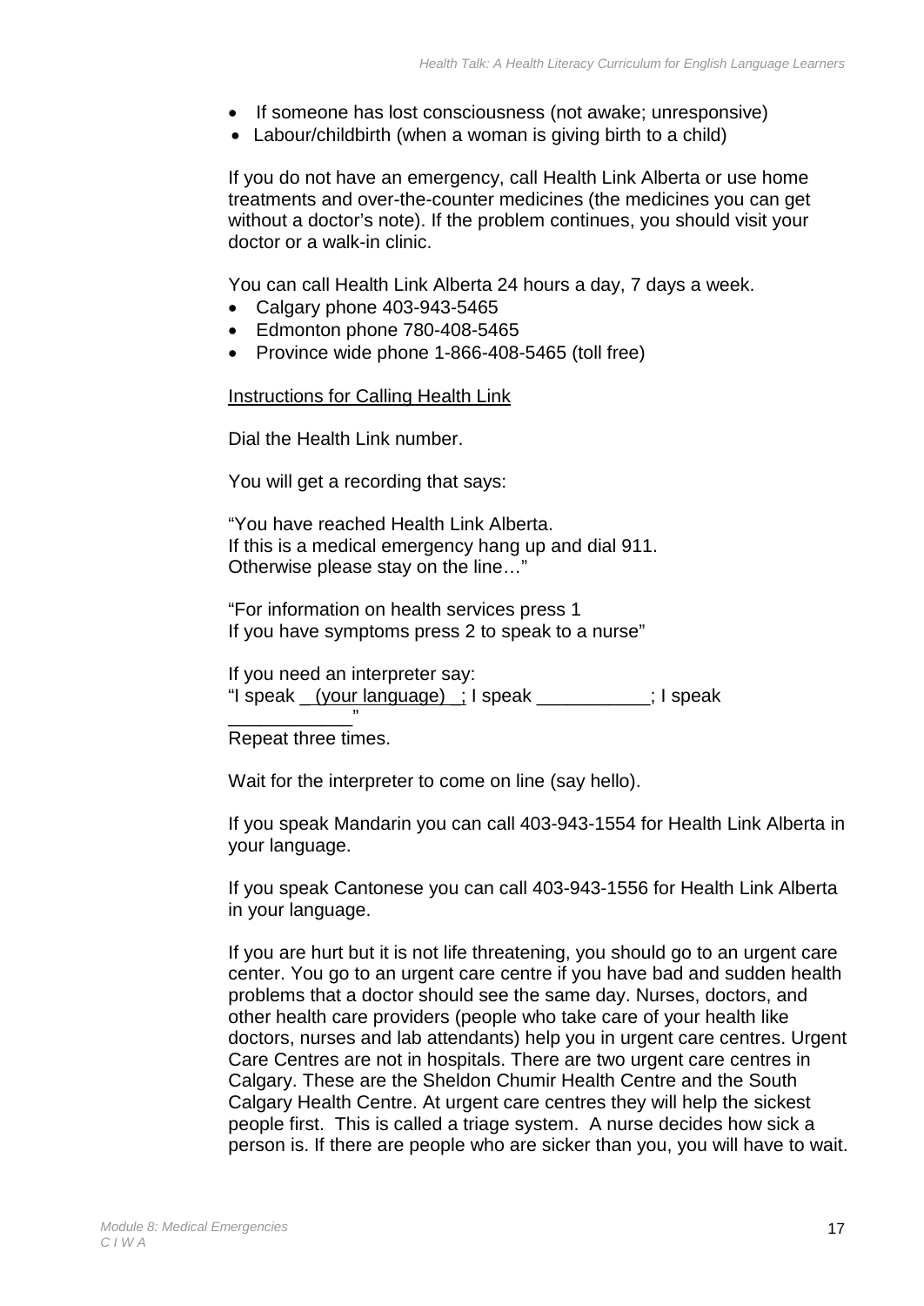- If someone has lost consciousness (not awake; unresponsive)
- Labour/childbirth (when a woman is giving birth to a child)

If you do not have an emergency, call Health Link Alberta or use home treatments and over-the-counter medicines (the medicines you can get without a doctor's note). If the problem continues, you should visit your doctor or a walk-in clinic.

You can call Health Link Alberta 24 hours a day, 7 days a week.

- Calgary phone 403-943-5465
- Edmonton phone 780-408-5465
- Province wide phone 1-866-408-5465 (toll free)

<u>Instructions for Calling Health Link</u>

Dial the Health Link number.

You will get a recording that says:

"You have reached Health Link Alberta.
If this is a medical emergency hang up and dial 911.
Otherwise please stay on the line…"

"For information on health services press 1
If you have symptoms press 2 to speak to a nurse"

If you need an interpreter say:
"I speak <u> (your language) ;</u> I speak ___________; I speak ____________"
Repeat three times.

Wait for the interpreter to come on line (say hello).

If you speak Mandarin you can call 403-943-1554 for Health Link Alberta in your language.

If you speak Cantonese you can call 403-943-1556 for Health Link Alberta in your language.

If you are hurt but it is not life threatening, you should go to an urgent care center. You go to an urgent care centre if you have bad and sudden health problems that a doctor should see the same day. Nurses, doctors, and other health care providers (people who take care of your health like doctors, nurses and lab attendants) help you in urgent care centres. Urgent Care Centres are not in hospitals. There are two urgent care centres in Calgary. These are the Sheldon Chumir Health Centre and the South Calgary Health Centre. At urgent care centres they will help the sickest people first. This is called a triage system. A nurse decides how sick a person is. If there are people who are sicker than you, you will have to wait.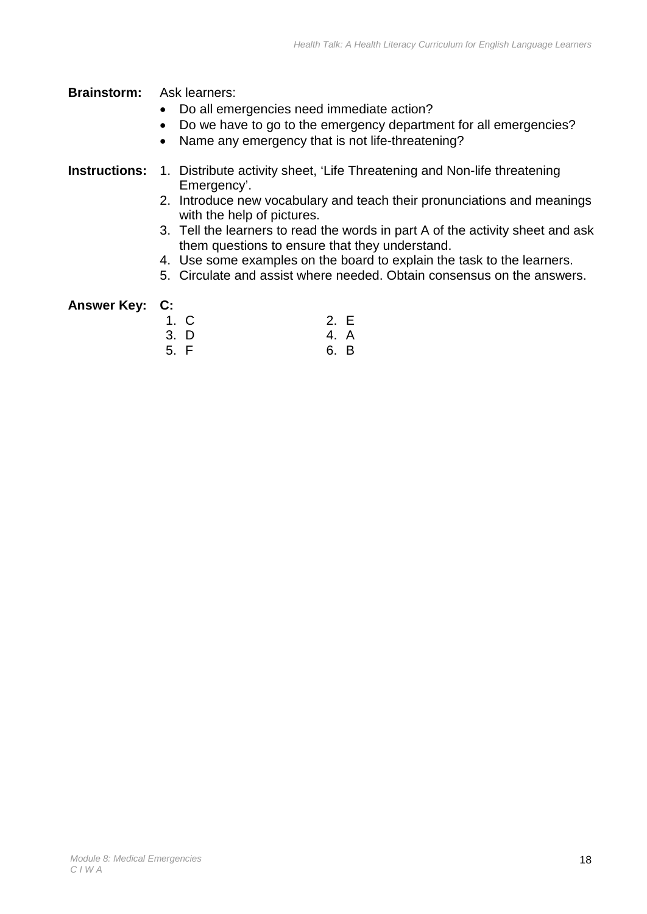**Brainstorm:** Ask learners:

- Do all emergencies need immediate action?
- Do we have to go to the emergency department for all emergencies?
- Name any emergency that is not life-threatening?

**Instructions:**

1. Distribute activity sheet, 'Life Threatening and Non-life threatening Emergency'.
2. Introduce new vocabulary and teach their pronunciations and meanings with the help of pictures.
3. Tell the learners to read the words in part A of the activity sheet and ask them questions to ensure that they understand.
4. Use some examples on the board to explain the task to the learners.
5. Circulate and assist where needed. Obtain consensus on the answers.

**Answer Key:** **C:**

| | |
|---|---|
| 1. C | 2. E |
| 3. D | 4. A |
| 5. F | 6. B |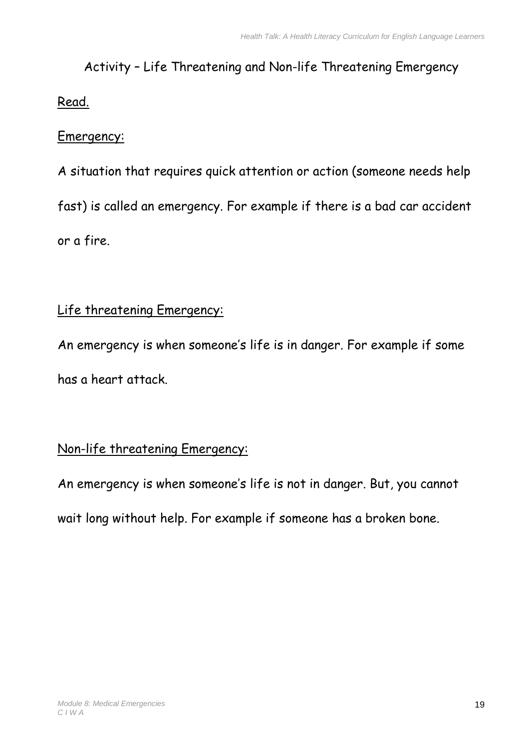## Activity – Life Threatening and Non-life Threatening Emergency

Read.

Emergency:

A situation that requires quick attention or action (someone needs help fast) is called an emergency. For example if there is a bad car accident or a fire.

Life threatening Emergency:

An emergency is when someone's life is in danger. For example if some has a heart attack.

Non-life threatening Emergency:

An emergency is when someone's life is not in danger. But, you cannot wait long without help. For example if someone has a broken bone.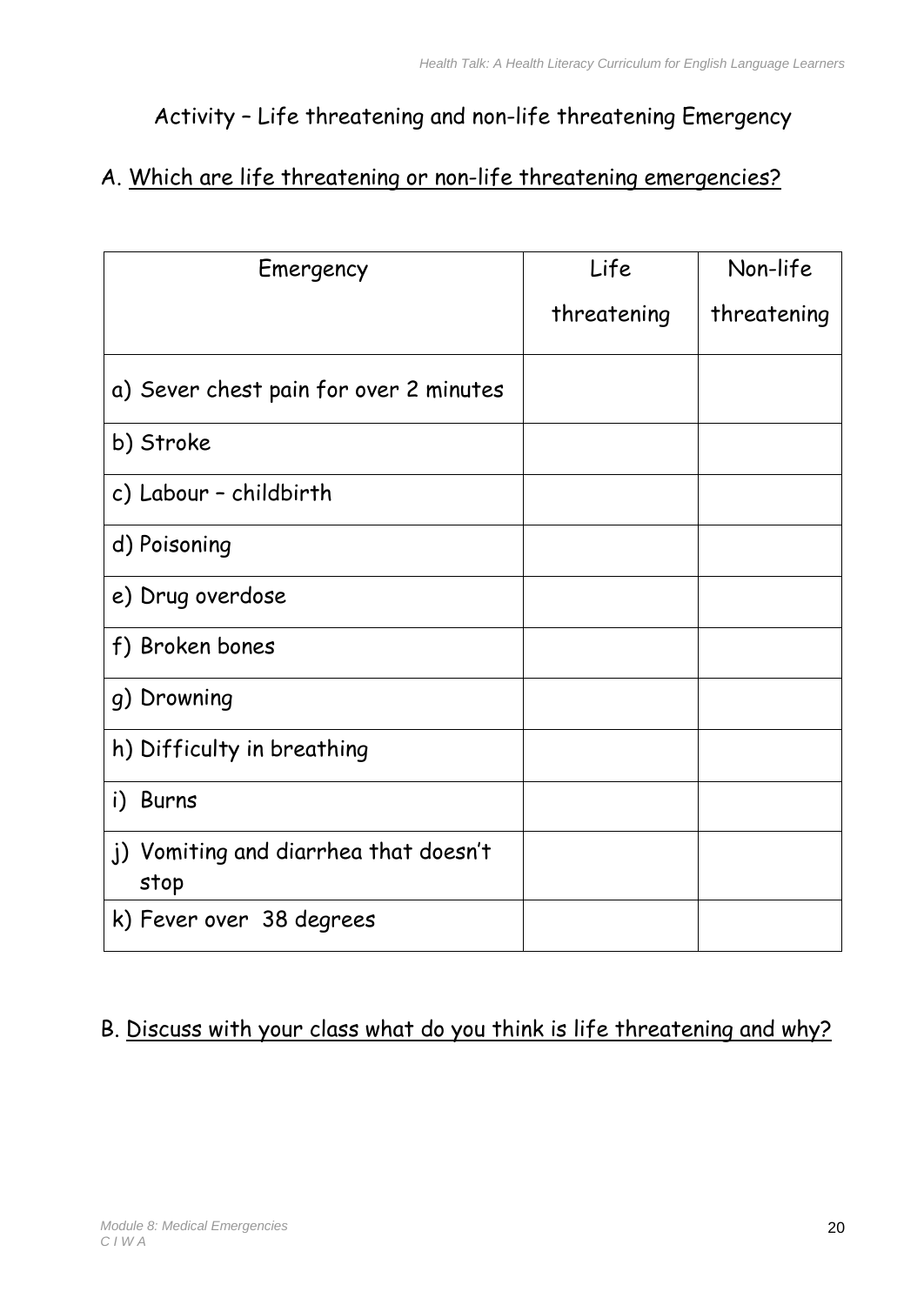# Activity – Life threatening and non-life threatening Emergency

## A. Which are life threatening or non-life threatening emergencies?

| Emergency | Life threatening | Non-life threatening |
|---|---|---|
| a) Sever chest pain for over 2 minutes | | |
| b) Stroke | | |
| c) Labour – childbirth | | |
| d) Poisoning | | |
| e) Drug overdose | | |
| f) Broken bones | | |
| g) Drowning | | |
| h) Difficulty in breathing | | |
| i) Burns | | |
| j) Vomiting and diarrhea that doesn't stop | | |
| k) Fever over 38 degrees | | |

## B. Discuss with your class what do you think is life threatening and why?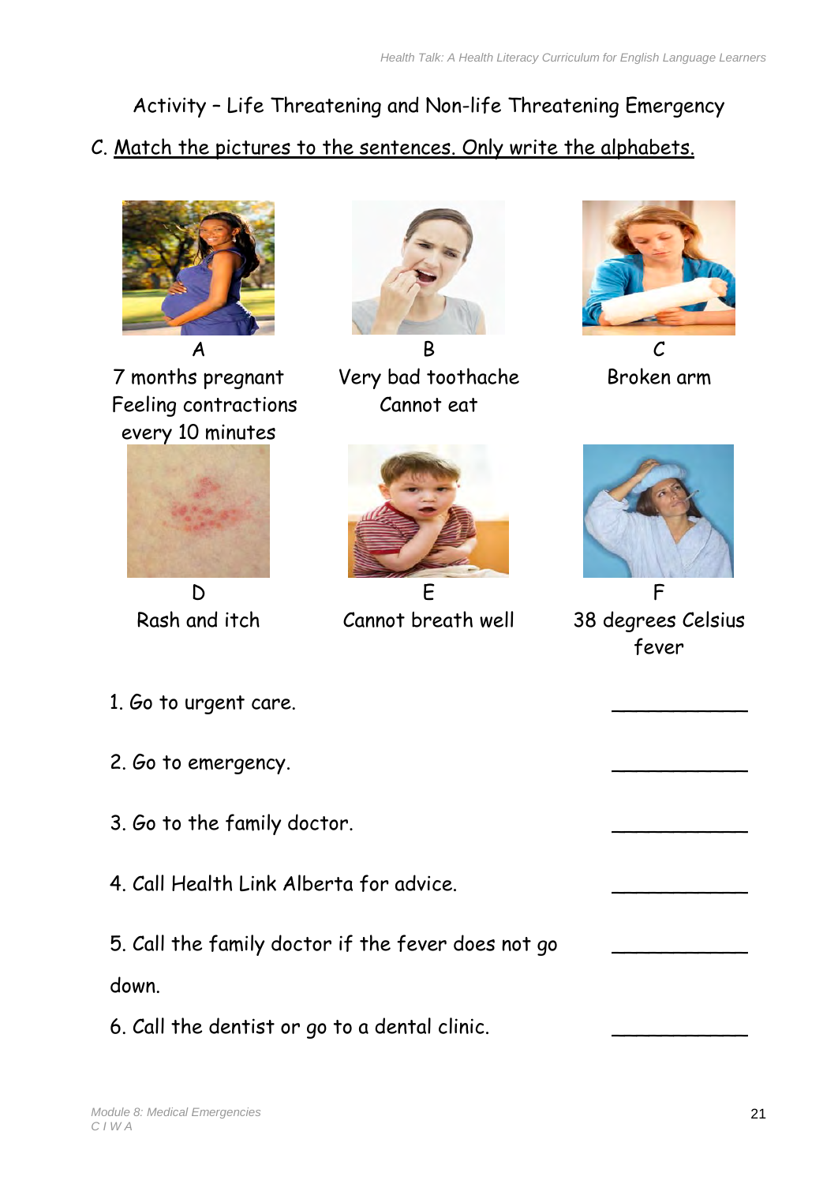Activity – Life Threatening and Non-life Threatening Emergency

C. Match the pictures to the sentences. Only write the alphabets.

A
7 months pregnant
Feeling contractions every 10 minutes

B
Very bad toothache
Cannot eat

C
Broken arm

D
Rash and itch

E
Cannot breath well

F
38 degrees Celsius fever

1. Go to urgent care. ____________

2. Go to emergency. ____________

3. Go to the family doctor. ____________

4. Call Health Link Alberta for advice. ____________

5. Call the family doctor if the fever does not go down. ____________

6. Call the dentist or go to a dental clinic. ____________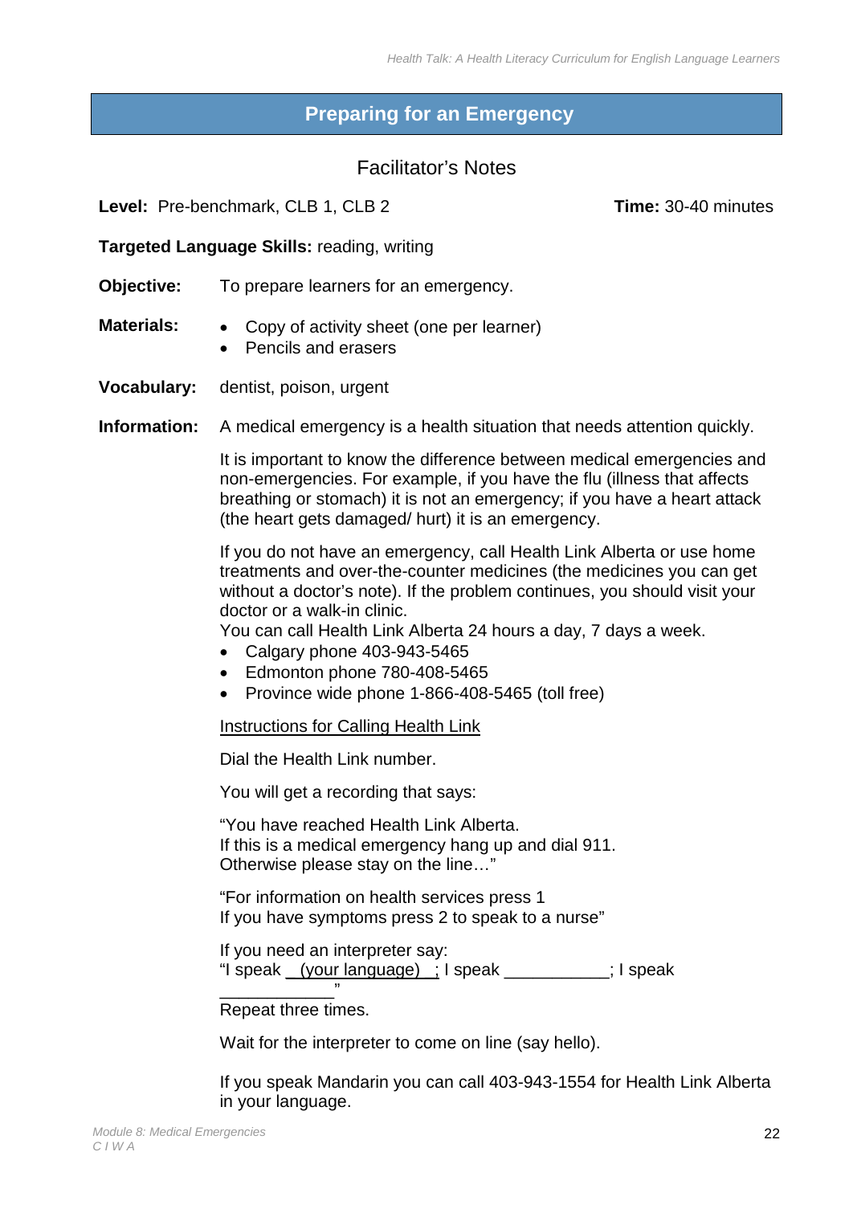# Preparing for an Emergency

## Facilitator's Notes

**Level:** Pre-benchmark, CLB 1, CLB 2 **Time:** 30-40 minutes

**Targeted Language Skills:** reading, writing

**Objective:** To prepare learners for an emergency.

**Materials:**

- Copy of activity sheet (one per learner)
- Pencils and erasers

**Vocabulary:** dentist, poison, urgent

**Information:** A medical emergency is a health situation that needs attention quickly.

It is important to know the difference between medical emergencies and non-emergencies. For example, if you have the flu (illness that affects breathing or stomach) it is not an emergency; if you have a heart attack (the heart gets damaged/ hurt) it is an emergency.

If you do not have an emergency, call Health Link Alberta or use home treatments and over-the-counter medicines (the medicines you can get without a doctor's note). If the problem continues, you should visit your doctor or a walk-in clinic.
You can call Health Link Alberta 24 hours a day, 7 days a week.

- Calgary phone 403-943-5465
- Edmonton phone 780-408-5465
- Province wide phone 1-866-408-5465 (toll free)

<u>Instructions for Calling Health Link</u>

Dial the Health Link number.

You will get a recording that says:

"You have reached Health Link Alberta.
If this is a medical emergency hang up and dial 911.
Otherwise please stay on the line…"

"For information on health services press 1
If you have symptoms press 2 to speak to a nurse"

If you need an interpreter say:
"I speak <u>  (your language)  </u>; I speak ___________; I speak ____________"

Repeat three times.

Wait for the interpreter to come on line (say hello).

If you speak Mandarin you can call 403-943-1554 for Health Link Alberta in your language.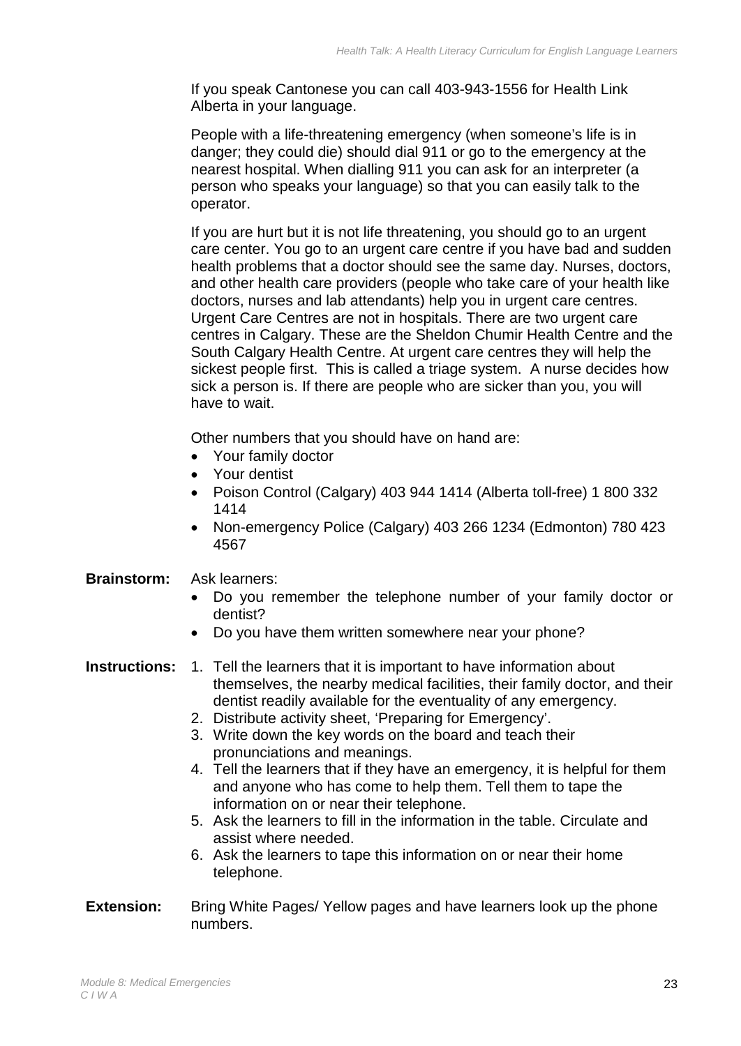If you speak Cantonese you can call 403-943-1556 for Health Link Alberta in your language.

People with a life-threatening emergency (when someone's life is in danger; they could die) should dial 911 or go to the emergency at the nearest hospital. When dialling 911 you can ask for an interpreter (a person who speaks your language) so that you can easily talk to the operator.

If you are hurt but it is not life threatening, you should go to an urgent care center. You go to an urgent care centre if you have bad and sudden health problems that a doctor should see the same day. Nurses, doctors, and other health care providers (people who take care of your health like doctors, nurses and lab attendants) help you in urgent care centres. Urgent Care Centres are not in hospitals. There are two urgent care centres in Calgary. These are the Sheldon Chumir Health Centre and the South Calgary Health Centre. At urgent care centres they will help the sickest people first. This is called a triage system. A nurse decides how sick a person is. If there are people who are sicker than you, you will have to wait.

Other numbers that you should have on hand are:

- Your family doctor
- Your dentist
- Poison Control (Calgary) 403 944 1414 (Alberta toll-free) 1 800 332 1414
- Non-emergency Police (Calgary) 403 266 1234 (Edmonton) 780 423 4567

**Brainstorm:** Ask learners:

- Do you remember the telephone number of your family doctor or dentist?
- Do you have them written somewhere near your phone?

**Instructions:**

1. Tell the learners that it is important to have information about themselves, the nearby medical facilities, their family doctor, and their dentist readily available for the eventuality of any emergency.
2. Distribute activity sheet, 'Preparing for Emergency'.
3. Write down the key words on the board and teach their pronunciations and meanings.
4. Tell the learners that if they have an emergency, it is helpful for them and anyone who has come to help them. Tell them to tape the information on or near their telephone.
5. Ask the learners to fill in the information in the table. Circulate and assist where needed.
6. Ask the learners to tape this information on or near their home telephone.

**Extension:** Bring White Pages/ Yellow pages and have learners look up the phone numbers.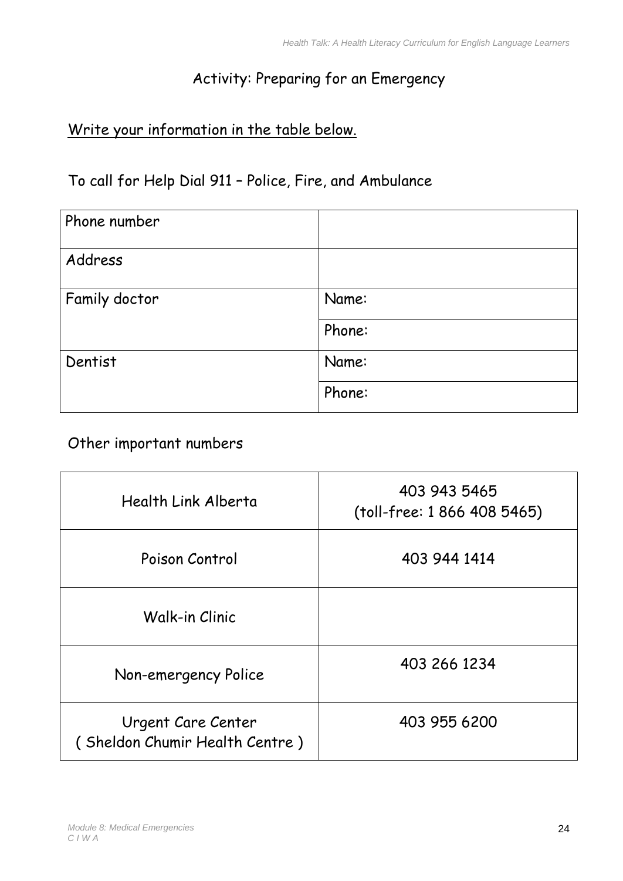# Activity: Preparing for an Emergency

<u>Write your information in the table below.</u>

To call for Help Dial 911 – Police, Fire, and Ambulance

| | |
|---|---|
| Phone number | |
| Address | |
| Family doctor | Name: |
| | Phone: |
| Dentist | Name: |
| | Phone: |

Other important numbers

| | |
|---|---|
| Health Link Alberta | 403 943 5465 (toll-free: 1 866 408 5465) |
| Poison Control | 403 944 1414 |
| Walk-in Clinic | |
| Non-emergency Police | 403 266 1234 |
| Urgent Care Center ( Sheldon Chumir Health Centre ) | 403 955 6200 |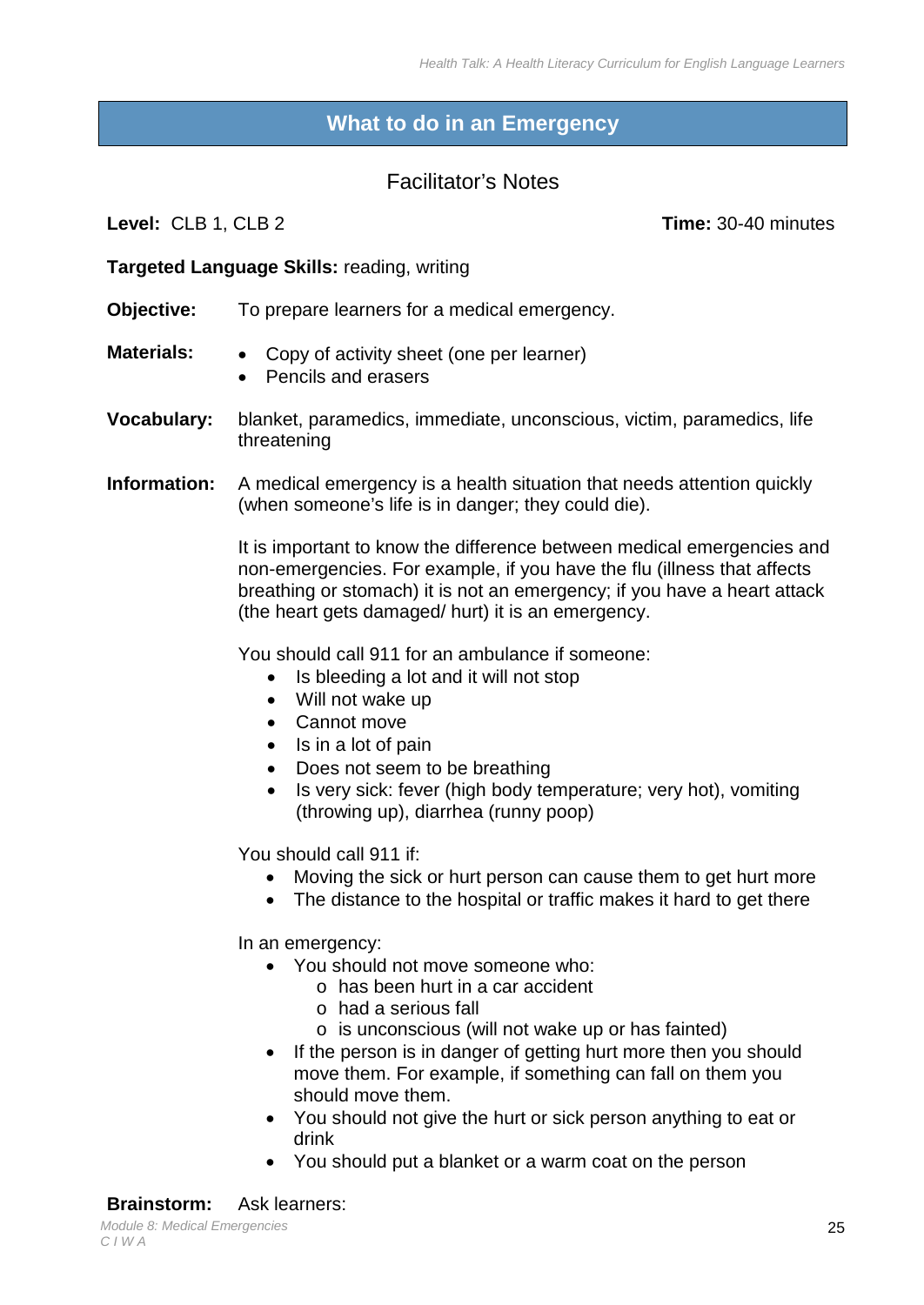# What to do in an Emergency

## Facilitator's Notes

**Level:** CLB 1, CLB 2 **Time:** 30-40 minutes

**Targeted Language Skills:** reading, writing

**Objective:** To prepare learners for a medical emergency.

**Materials:**
- Copy of activity sheet (one per learner)
- Pencils and erasers

**Vocabulary:** blanket, paramedics, immediate, unconscious, victim, paramedics, life threatening

**Information:** A medical emergency is a health situation that needs attention quickly (when someone's life is in danger; they could die).

It is important to know the difference between medical emergencies and non-emergencies. For example, if you have the flu (illness that affects breathing or stomach) it is not an emergency; if you have a heart attack (the heart gets damaged/ hurt) it is an emergency.

You should call 911 for an ambulance if someone:
- Is bleeding a lot and it will not stop
- Will not wake up
- Cannot move
- Is in a lot of pain
- Does not seem to be breathing
- Is very sick: fever (high body temperature; very hot), vomiting (throwing up), diarrhea (runny poop)

You should call 911 if:
- Moving the sick or hurt person can cause them to get hurt more
- The distance to the hospital or traffic makes it hard to get there

In an emergency:
- You should not move someone who:
  - has been hurt in a car accident
  - had a serious fall
  - is unconscious (will not wake up or has fainted)
- If the person is in danger of getting hurt more then you should move them. For example, if something can fall on them you should move them.
- You should not give the hurt or sick person anything to eat or drink
- You should put a blanket or a warm coat on the person

**Brainstorm:** Ask learners: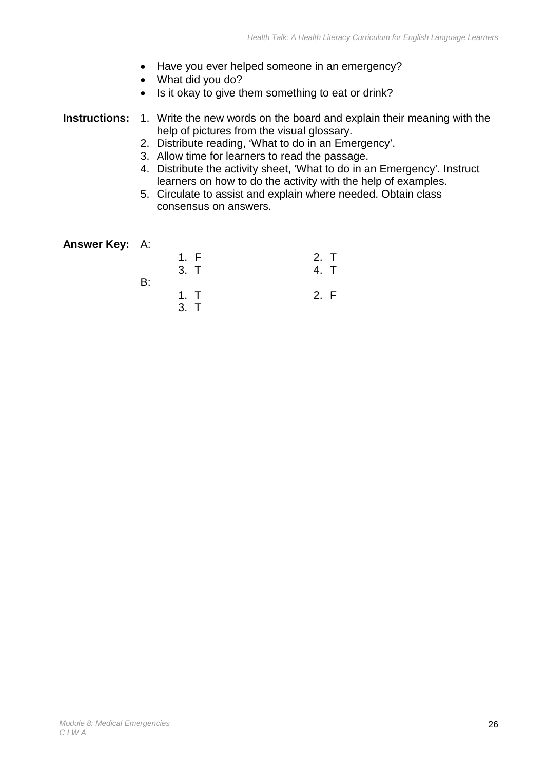- Have you ever helped someone in an emergency?
- What did you do?
- Is it okay to give them something to eat or drink?

**Instructions:**

1. Write the new words on the board and explain their meaning with the help of pictures from the visual glossary.
2. Distribute reading, 'What to do in an Emergency'.
3. Allow time for learners to read the passage.
4. Distribute the activity sheet, 'What to do in an Emergency'. Instruct learners on how to do the activity with the help of examples.
5. Circulate to assist and explain where needed. Obtain class consensus on answers.

**Answer Key:**

A:

1. F
2. T
3. T
4. T

B:

1. T
2. F
3. T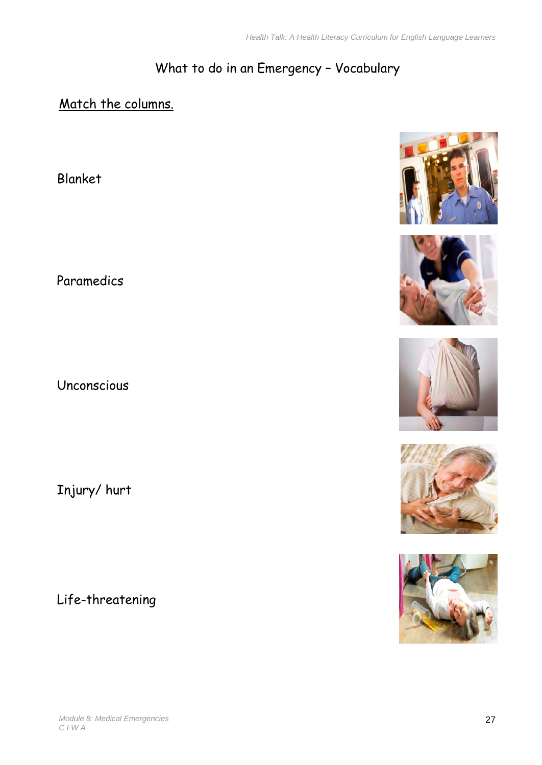# What to do in an Emergency – Vocabulary

Match the columns.

Blanket

Paramedics

Unconscious

Injury/ hurt

Life-threatening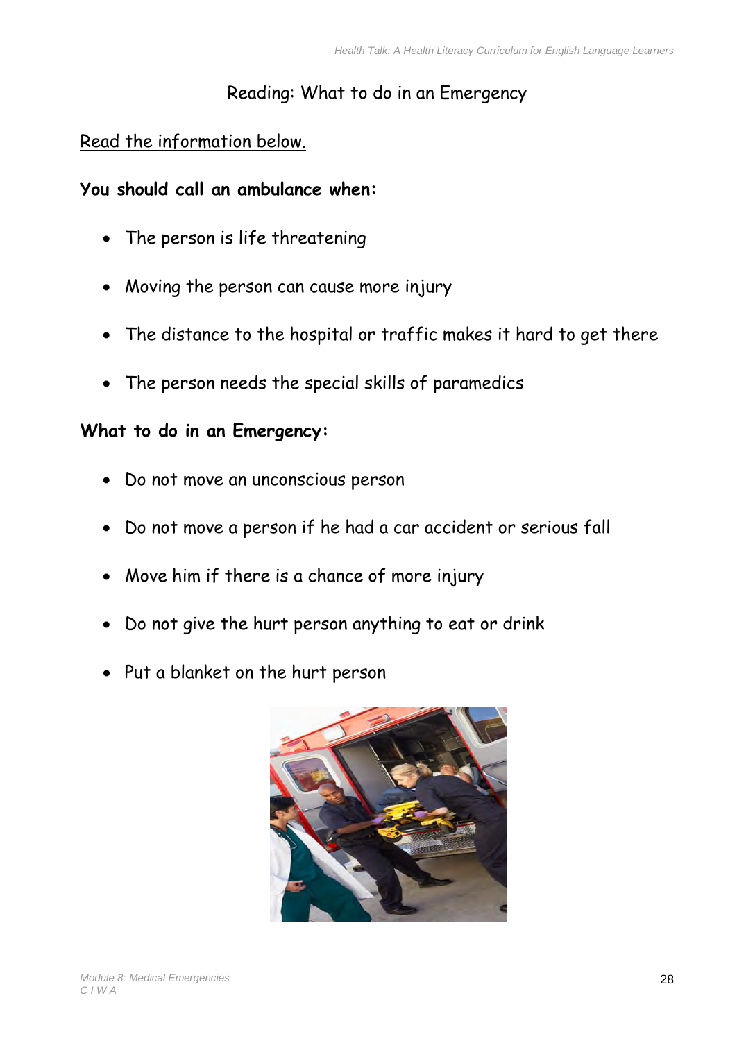# Reading: What to do in an Emergency

Read the information below.

**You should call an ambulance when:**

- The person is life threatening
- Moving the person can cause more injury
- The distance to the hospital or traffic makes it hard to get there
- The person needs the special skills of paramedics

**What to do in an Emergency:**

- Do not move an unconscious person
- Do not move a person if he had a car accident or serious fall
- Move him if there is a chance of more injury
- Do not give the hurt person anything to eat or drink
- Put a blanket on the hurt person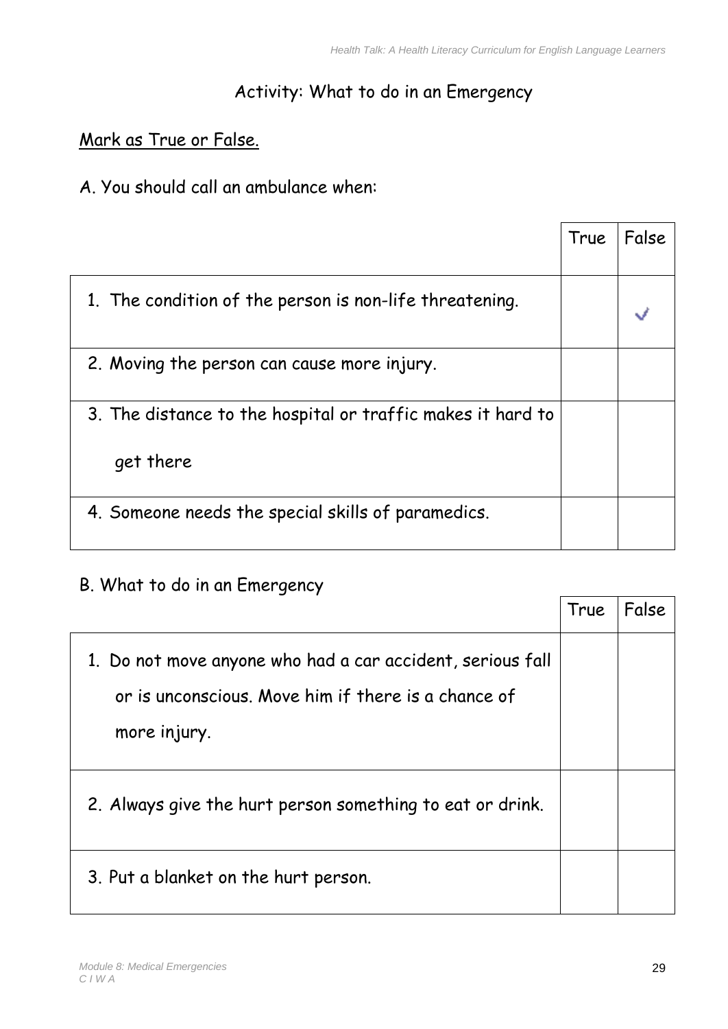## Activity: What to do in an Emergency

<u>Mark as True or False.</u>

A. You should call an ambulance when:

| | True | False |
|---|---|---|
| 1. The condition of the person is non-life threatening. | | ✓ |
| 2. Moving the person can cause more injury. | | |
| 3. The distance to the hospital or traffic makes it hard to get there | | |
| 4. Someone needs the special skills of paramedics. | | |

B. What to do in an Emergency

| | True | False |
|---|---|---|
| 1. Do not move anyone who had a car accident, serious fall or is unconscious. Move him if there is a chance of more injury. | | |
| 2. Always give the hurt person something to eat or drink. | | |
| 3. Put a blanket on the hurt person. | | |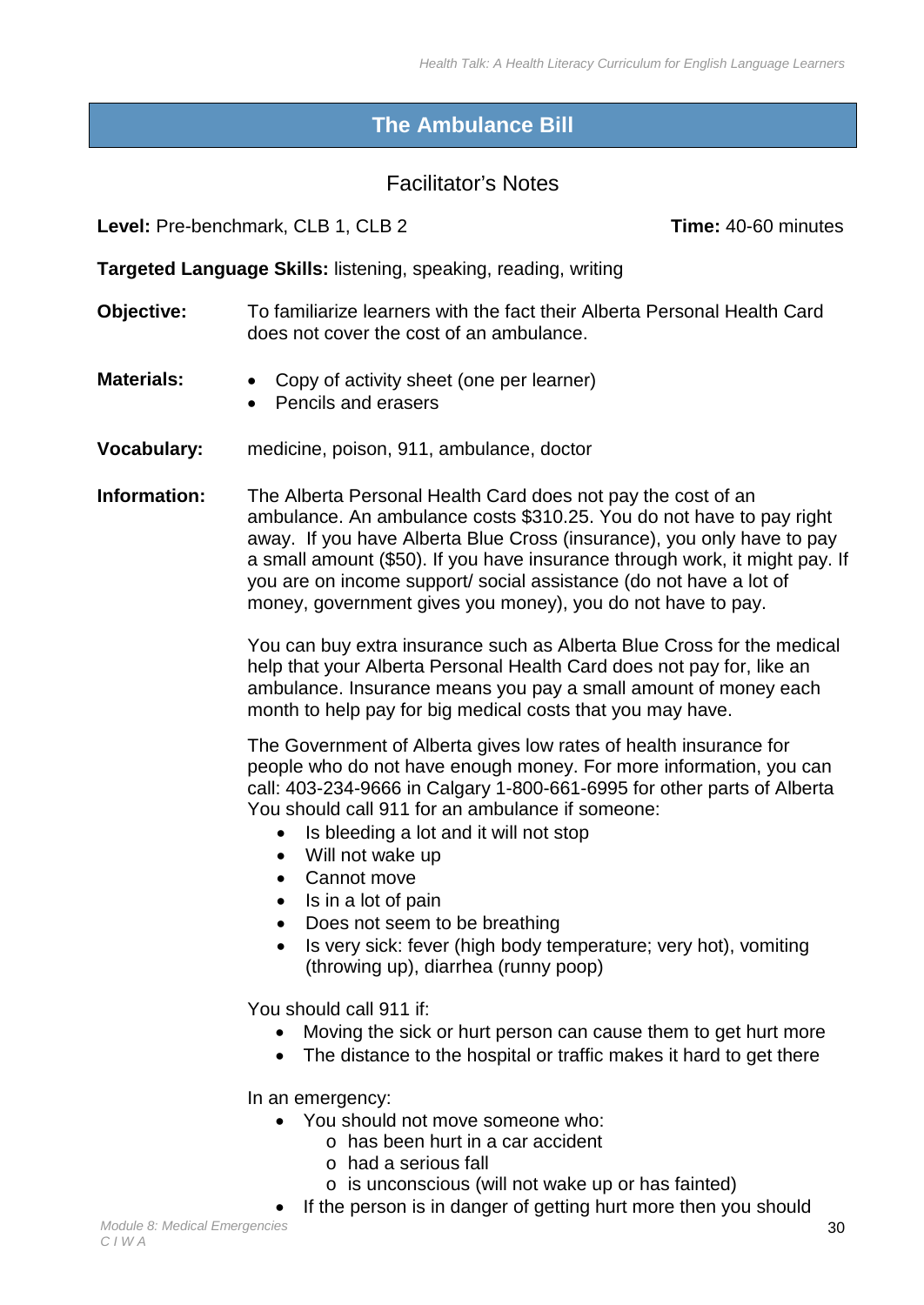# The Ambulance Bill

## Facilitator's Notes

**Level:** Pre-benchmark, CLB 1, CLB 2 **Time:** 40-60 minutes

**Targeted Language Skills:** listening, speaking, reading, writing

**Objective:** To familiarize learners with the fact their Alberta Personal Health Card does not cover the cost of an ambulance.

**Materials:**

- Copy of activity sheet (one per learner)
- Pencils and erasers

**Vocabulary:** medicine, poison, 911, ambulance, doctor

**Information:** The Alberta Personal Health Card does not pay the cost of an ambulance. An ambulance costs $310.25. You do not have to pay right away. If you have Alberta Blue Cross (insurance), you only have to pay a small amount ($50). If you have insurance through work, it might pay. If you are on income support/ social assistance (do not have a lot of money, government gives you money), you do not have to pay.

You can buy extra insurance such as Alberta Blue Cross for the medical help that your Alberta Personal Health Card does not pay for, like an ambulance. Insurance means you pay a small amount of money each month to help pay for big medical costs that you may have.

The Government of Alberta gives low rates of health insurance for people who do not have enough money. For more information, you can call: 403-234-9666 in Calgary 1-800-661-6995 for other parts of Alberta You should call 911 for an ambulance if someone:

- Is bleeding a lot and it will not stop
- Will not wake up
- Cannot move
- Is in a lot of pain
- Does not seem to be breathing
- Is very sick: fever (high body temperature; very hot), vomiting (throwing up), diarrhea (runny poop)

You should call 911 if:

- Moving the sick or hurt person can cause them to get hurt more
- The distance to the hospital or traffic makes it hard to get there

In an emergency:

- You should not move someone who:
  - has been hurt in a car accident
  - had a serious fall
  - is unconscious (will not wake up or has fainted)
- If the person is in danger of getting hurt more then you should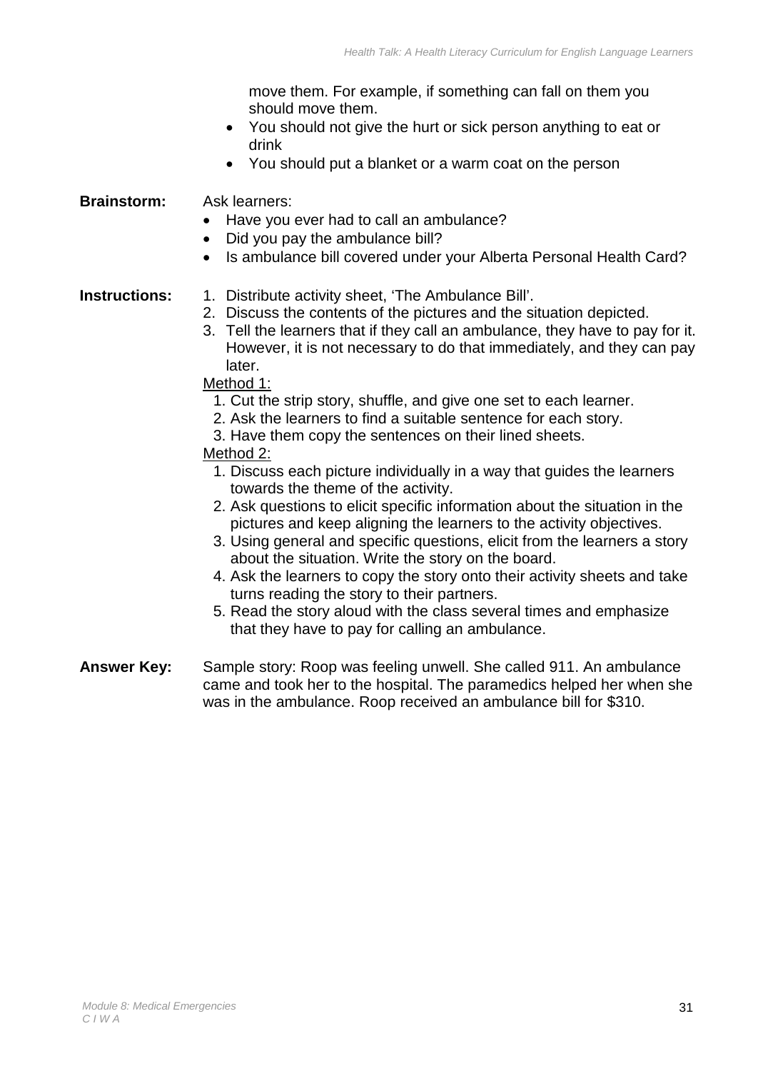move them. For example, if something can fall on them you should move them.
- You should not give the hurt or sick person anything to eat or drink
- You should put a blanket or a warm coat on the person

**Brainstorm:** Ask learners:

- Have you ever had to call an ambulance?
- Did you pay the ambulance bill?
- Is ambulance bill covered under your Alberta Personal Health Card?

**Instructions:**

1. Distribute activity sheet, 'The Ambulance Bill'.
2. Discuss the contents of the pictures and the situation depicted.
3. Tell the learners that if they call an ambulance, they have to pay for it. However, it is not necessary to do that immediately, and they can pay later.

Method 1:

1. Cut the strip story, shuffle, and give one set to each learner.
2. Ask the learners to find a suitable sentence for each story.
3. Have them copy the sentences on their lined sheets.

Method 2:

1. Discuss each picture individually in a way that guides the learners towards the theme of the activity.
2. Ask questions to elicit specific information about the situation in the pictures and keep aligning the learners to the activity objectives.
3. Using general and specific questions, elicit from the learners a story about the situation. Write the story on the board.
4. Ask the learners to copy the story onto their activity sheets and take turns reading the story to their partners.
5. Read the story aloud with the class several times and emphasize that they have to pay for calling an ambulance.

**Answer Key:** Sample story: Roop was feeling unwell. She called 911. An ambulance came and took her to the hospital. The paramedics helped her when she was in the ambulance. Roop received an ambulance bill for $310.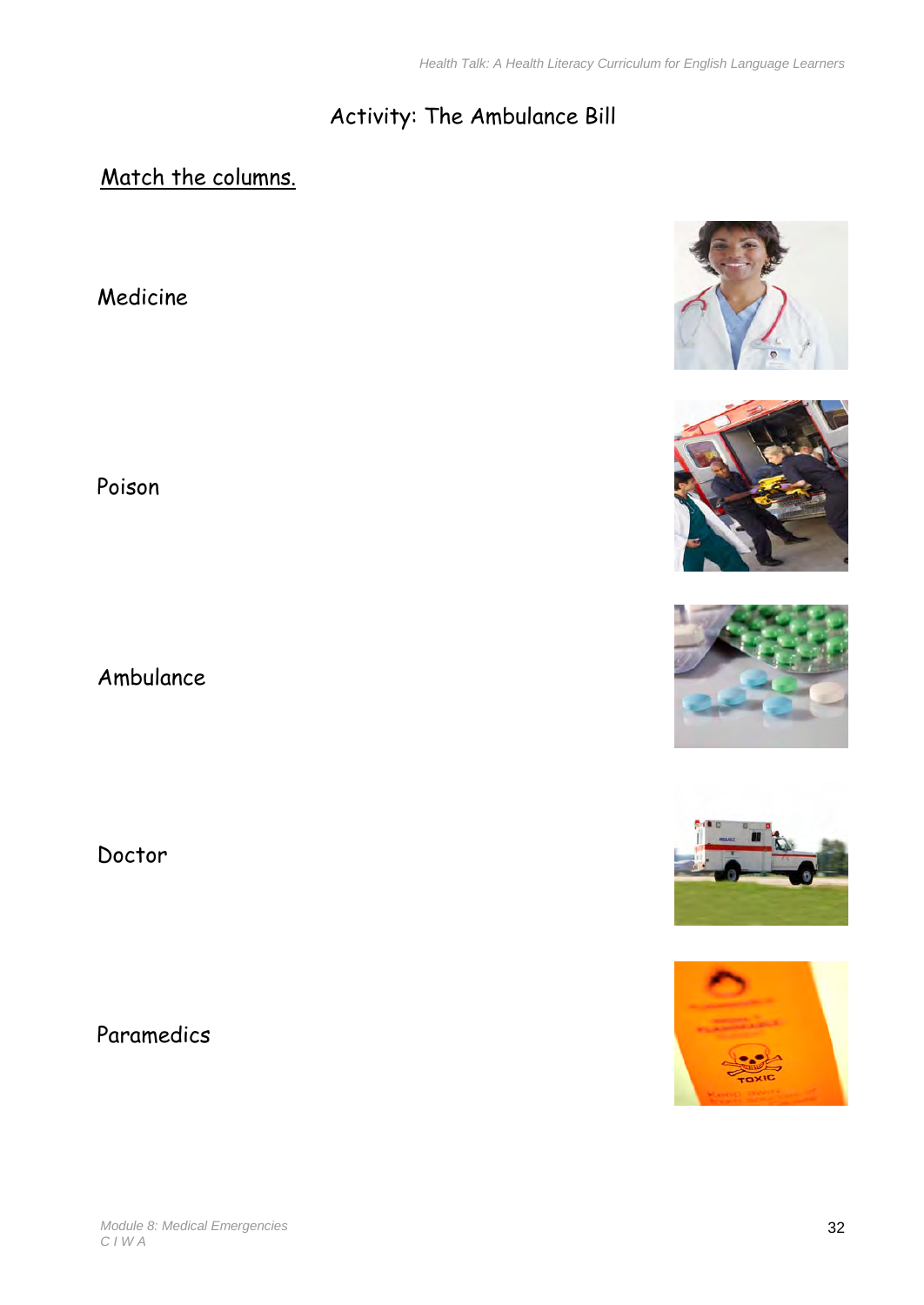# Activity: The Ambulance Bill

Match the columns.

Medicine

Poison

Ambulance

Doctor

Paramedics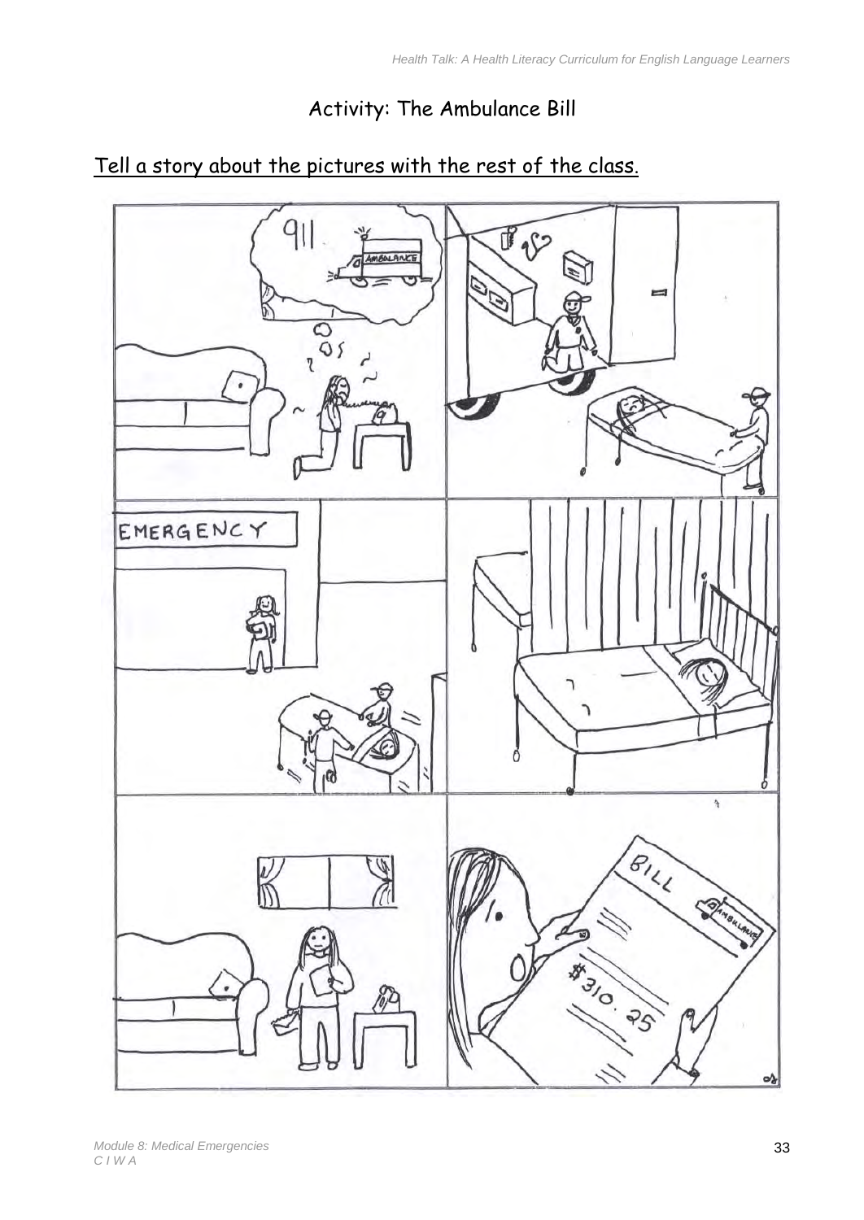# Activity: The Ambulance Bill

Tell a story about the pictures with the rest of the class.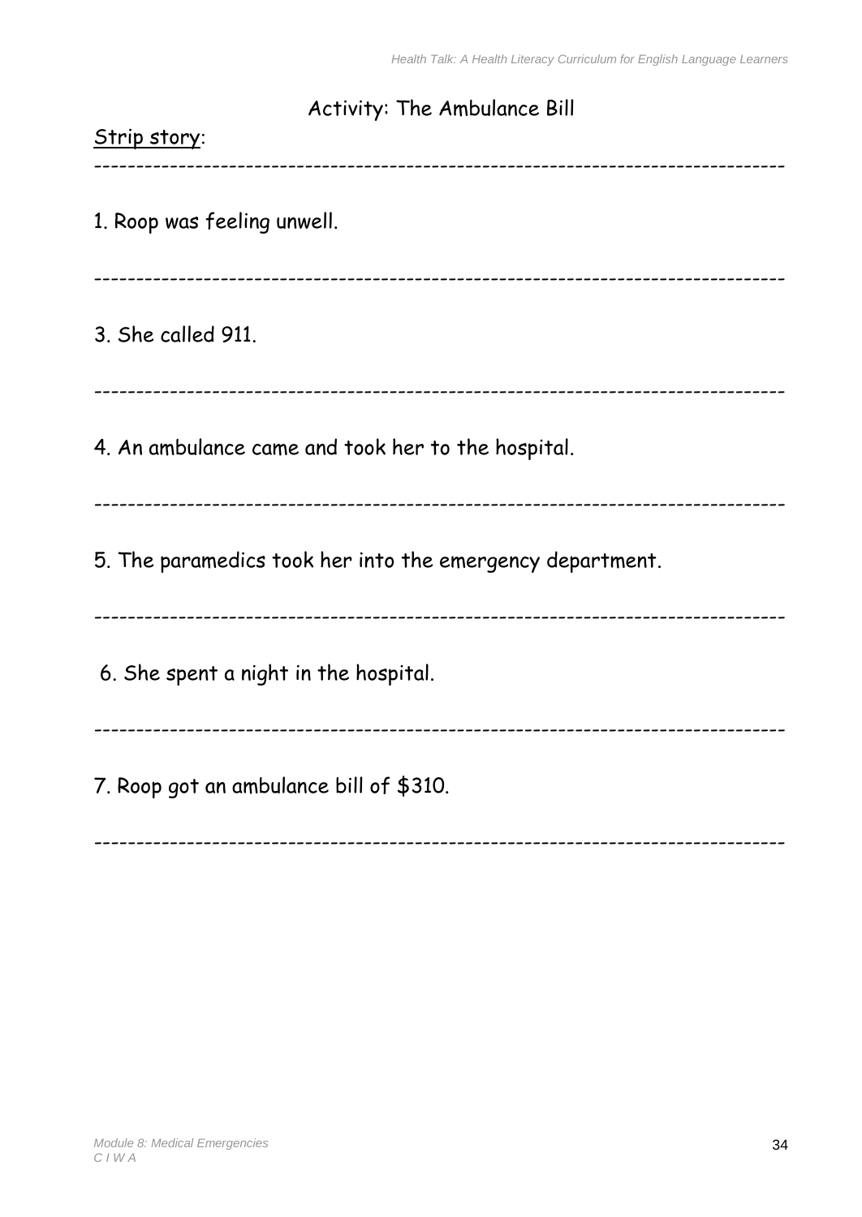## Activity: The Ambulance Bill

<u>Strip story</u>:

---

1. Roop was feeling unwell.

---

3. She called 911.

---

4. An ambulance came and took her to the hospital.

---

5. The paramedics took her into the emergency department.

---

6. She spent a night in the hospital.

---

7. Roop got an ambulance bill of $310.

---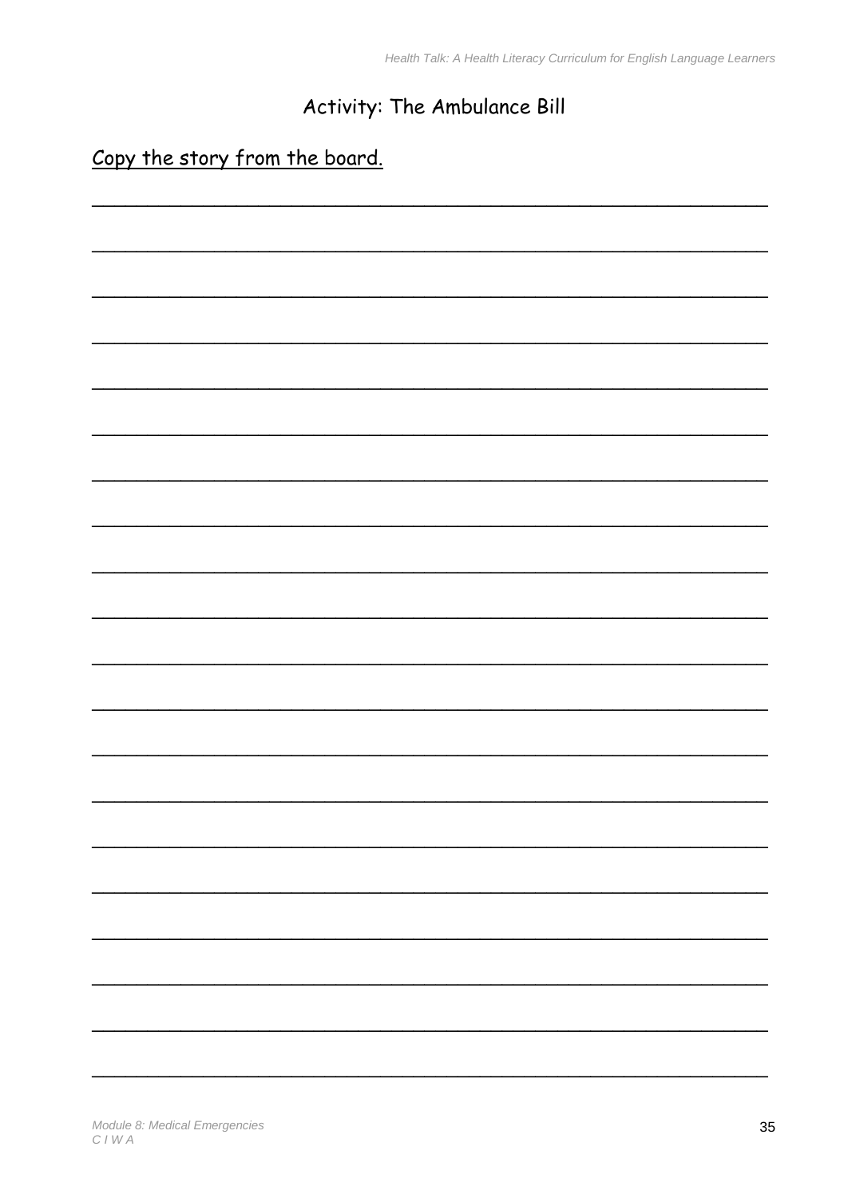# Activity: The Ambulance Bill

Copy the story from the board.

\_\_\_\_\_\_\_\_\_\_\_\_\_\_\_\_\_\_\_\_\_\_\_\_\_\_\_\_\_\_\_\_\_\_\_\_\_\_\_\_\_\_\_\_\_\_\_\_\_\_\_\_\_\_\_\_\_\_\_\_

\_\_\_\_\_\_\_\_\_\_\_\_\_\_\_\_\_\_\_\_\_\_\_\_\_\_\_\_\_\_\_\_\_\_\_\_\_\_\_\_\_\_\_\_\_\_\_\_\_\_\_\_\_\_\_\_\_\_\_\_

\_\_\_\_\_\_\_\_\_\_\_\_\_\_\_\_\_\_\_\_\_\_\_\_\_\_\_\_\_\_\_\_\_\_\_\_\_\_\_\_\_\_\_\_\_\_\_\_\_\_\_\_\_\_\_\_\_\_\_\_

\_\_\_\_\_\_\_\_\_\_\_\_\_\_\_\_\_\_\_\_\_\_\_\_\_\_\_\_\_\_\_\_\_\_\_\_\_\_\_\_\_\_\_\_\_\_\_\_\_\_\_\_\_\_\_\_\_\_\_\_

\_\_\_\_\_\_\_\_\_\_\_\_\_\_\_\_\_\_\_\_\_\_\_\_\_\_\_\_\_\_\_\_\_\_\_\_\_\_\_\_\_\_\_\_\_\_\_\_\_\_\_\_\_\_\_\_\_\_\_\_

\_\_\_\_\_\_\_\_\_\_\_\_\_\_\_\_\_\_\_\_\_\_\_\_\_\_\_\_\_\_\_\_\_\_\_\_\_\_\_\_\_\_\_\_\_\_\_\_\_\_\_\_\_\_\_\_\_\_\_\_

\_\_\_\_\_\_\_\_\_\_\_\_\_\_\_\_\_\_\_\_\_\_\_\_\_\_\_\_\_\_\_\_\_\_\_\_\_\_\_\_\_\_\_\_\_\_\_\_\_\_\_\_\_\_\_\_\_\_\_\_

\_\_\_\_\_\_\_\_\_\_\_\_\_\_\_\_\_\_\_\_\_\_\_\_\_\_\_\_\_\_\_\_\_\_\_\_\_\_\_\_\_\_\_\_\_\_\_\_\_\_\_\_\_\_\_\_\_\_\_\_

\_\_\_\_\_\_\_\_\_\_\_\_\_\_\_\_\_\_\_\_\_\_\_\_\_\_\_\_\_\_\_\_\_\_\_\_\_\_\_\_\_\_\_\_\_\_\_\_\_\_\_\_\_\_\_\_\_\_\_\_

\_\_\_\_\_\_\_\_\_\_\_\_\_\_\_\_\_\_\_\_\_\_\_\_\_\_\_\_\_\_\_\_\_\_\_\_\_\_\_\_\_\_\_\_\_\_\_\_\_\_\_\_\_\_\_\_\_\_\_\_

\_\_\_\_\_\_\_\_\_\_\_\_\_\_\_\_\_\_\_\_\_\_\_\_\_\_\_\_\_\_\_\_\_\_\_\_\_\_\_\_\_\_\_\_\_\_\_\_\_\_\_\_\_\_\_\_\_\_\_\_

\_\_\_\_\_\_\_\_\_\_\_\_\_\_\_\_\_\_\_\_\_\_\_\_\_\_\_\_\_\_\_\_\_\_\_\_\_\_\_\_\_\_\_\_\_\_\_\_\_\_\_\_\_\_\_\_\_\_\_\_

\_\_\_\_\_\_\_\_\_\_\_\_\_\_\_\_\_\_\_\_\_\_\_\_\_\_\_\_\_\_\_\_\_\_\_\_\_\_\_\_\_\_\_\_\_\_\_\_\_\_\_\_\_\_\_\_\_\_\_\_

\_\_\_\_\_\_\_\_\_\_\_\_\_\_\_\_\_\_\_\_\_\_\_\_\_\_\_\_\_\_\_\_\_\_\_\_\_\_\_\_\_\_\_\_\_\_\_\_\_\_\_\_\_\_\_\_\_\_\_\_

\_\_\_\_\_\_\_\_\_\_\_\_\_\_\_\_\_\_\_\_\_\_\_\_\_\_\_\_\_\_\_\_\_\_\_\_\_\_\_\_\_\_\_\_\_\_\_\_\_\_\_\_\_\_\_\_\_\_\_\_

\_\_\_\_\_\_\_\_\_\_\_\_\_\_\_\_\_\_\_\_\_\_\_\_\_\_\_\_\_\_\_\_\_\_\_\_\_\_\_\_\_\_\_\_\_\_\_\_\_\_\_\_\_\_\_\_\_\_\_\_

\_\_\_\_\_\_\_\_\_\_\_\_\_\_\_\_\_\_\_\_\_\_\_\_\_\_\_\_\_\_\_\_\_\_\_\_\_\_\_\_\_\_\_\_\_\_\_\_\_\_\_\_\_\_\_\_\_\_\_\_

\_\_\_\_\_\_\_\_\_\_\_\_\_\_\_\_\_\_\_\_\_\_\_\_\_\_\_\_\_\_\_\_\_\_\_\_\_\_\_\_\_\_\_\_\_\_\_\_\_\_\_\_\_\_\_\_\_\_\_\_

\_\_\_\_\_\_\_\_\_\_\_\_\_\_\_\_\_\_\_\_\_\_\_\_\_\_\_\_\_\_\_\_\_\_\_\_\_\_\_\_\_\_\_\_\_\_\_\_\_\_\_\_\_\_\_\_\_\_\_\_

\_\_\_\_\_\_\_\_\_\_\_\_\_\_\_\_\_\_\_\_\_\_\_\_\_\_\_\_\_\_\_\_\_\_\_\_\_\_\_\_\_\_\_\_\_\_\_\_\_\_\_\_\_\_\_\_\_\_\_\_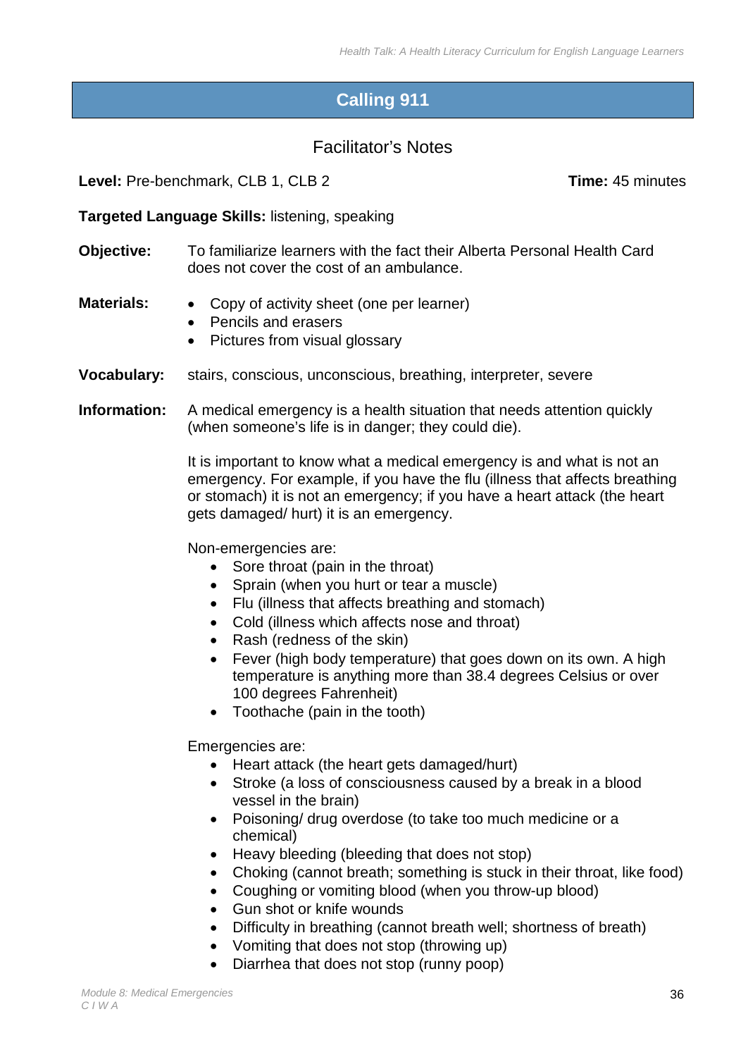# Calling 911

## Facilitator's Notes

**Level:** Pre-benchmark, CLB 1, CLB 2 **Time:** 45 minutes

**Targeted Language Skills:** listening, speaking

**Objective:** To familiarize learners with the fact their Alberta Personal Health Card does not cover the cost of an ambulance.

**Materials:**

- Copy of activity sheet (one per learner)
- Pencils and erasers
- Pictures from visual glossary

**Vocabulary:** stairs, conscious, unconscious, breathing, interpreter, severe

**Information:** A medical emergency is a health situation that needs attention quickly (when someone's life is in danger; they could die).

It is important to know what a medical emergency is and what is not an emergency. For example, if you have the flu (illness that affects breathing or stomach) it is not an emergency; if you have a heart attack (the heart gets damaged/ hurt) it is an emergency.

Non-emergencies are:

- Sore throat (pain in the throat)
- Sprain (when you hurt or tear a muscle)
- Flu (illness that affects breathing and stomach)
- Cold (illness which affects nose and throat)
- Rash (redness of the skin)
- Fever (high body temperature) that goes down on its own. A high temperature is anything more than 38.4 degrees Celsius or over 100 degrees Fahrenheit)
- Toothache (pain in the tooth)

Emergencies are:

- Heart attack (the heart gets damaged/hurt)
- Stroke (a loss of consciousness caused by a break in a blood vessel in the brain)
- Poisoning/ drug overdose (to take too much medicine or a chemical)
- Heavy bleeding (bleeding that does not stop)
- Choking (cannot breath; something is stuck in their throat, like food)
- Coughing or vomiting blood (when you throw-up blood)
- Gun shot or knife wounds
- Difficulty in breathing (cannot breath well; shortness of breath)
- Vomiting that does not stop (throwing up)
- Diarrhea that does not stop (runny poop)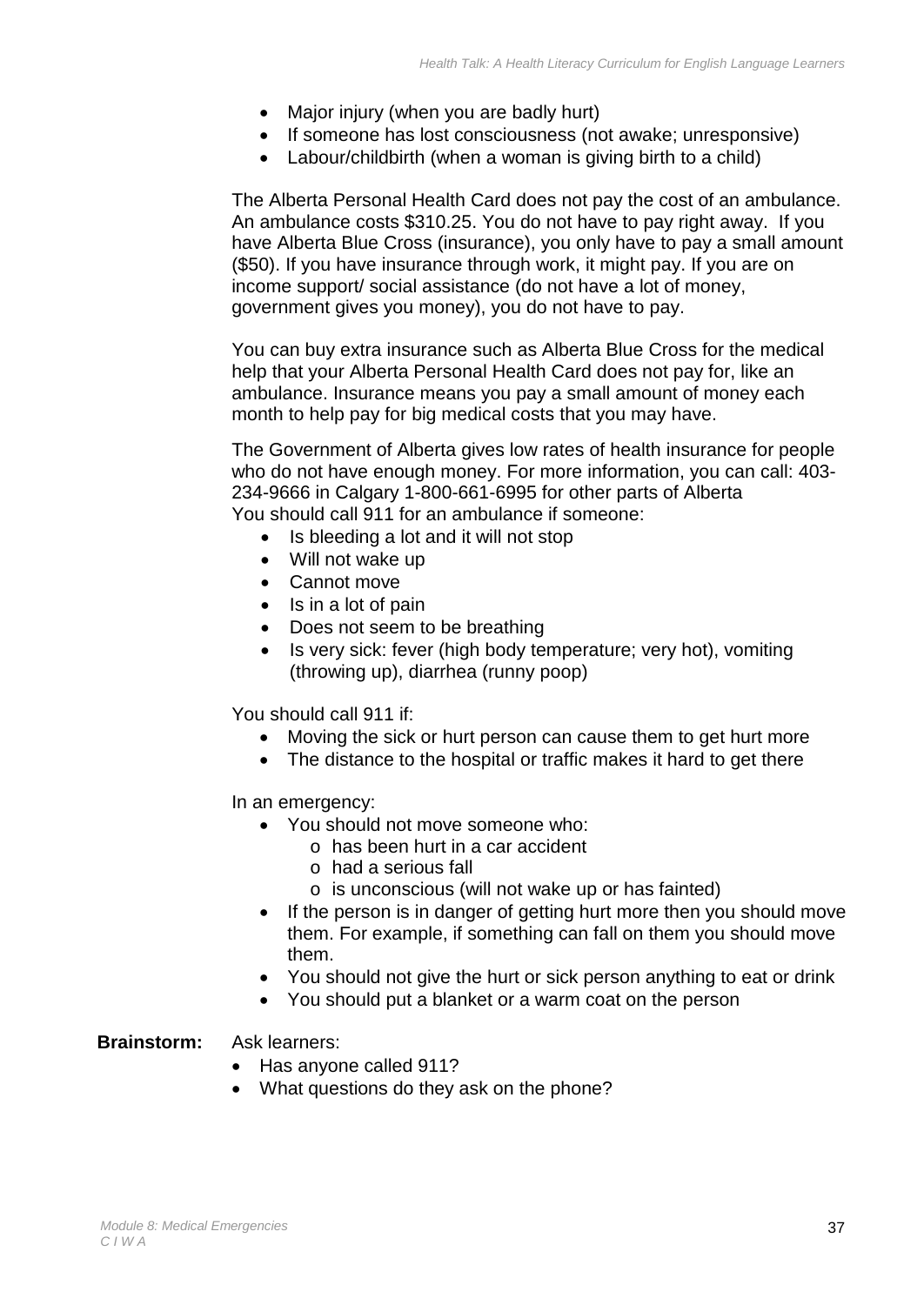- Major injury (when you are badly hurt)
- If someone has lost consciousness (not awake; unresponsive)
- Labour/childbirth (when a woman is giving birth to a child)

The Alberta Personal Health Card does not pay the cost of an ambulance. An ambulance costs $310.25. You do not have to pay right away. If you have Alberta Blue Cross (insurance), you only have to pay a small amount ($50). If you have insurance through work, it might pay. If you are on income support/ social assistance (do not have a lot of money, government gives you money), you do not have to pay.

You can buy extra insurance such as Alberta Blue Cross for the medical help that your Alberta Personal Health Card does not pay for, like an ambulance. Insurance means you pay a small amount of money each month to help pay for big medical costs that you may have.

The Government of Alberta gives low rates of health insurance for people who do not have enough money. For more information, you can call: 403-234-9666 in Calgary 1-800-661-6995 for other parts of Alberta
You should call 911 for an ambulance if someone:

- Is bleeding a lot and it will not stop
- Will not wake up
- Cannot move
- Is in a lot of pain
- Does not seem to be breathing
- Is very sick: fever (high body temperature; very hot), vomiting (throwing up), diarrhea (runny poop)

You should call 911 if:

- Moving the sick or hurt person can cause them to get hurt more
- The distance to the hospital or traffic makes it hard to get there

In an emergency:

- You should not move someone who:
    - has been hurt in a car accident
    - had a serious fall
    - is unconscious (will not wake up or has fainted)
- If the person is in danger of getting hurt more then you should move them. For example, if something can fall on them you should move them.
- You should not give the hurt or sick person anything to eat or drink
- You should put a blanket or a warm coat on the person

**Brainstorm:** Ask learners:

- Has anyone called 911?
- What questions do they ask on the phone?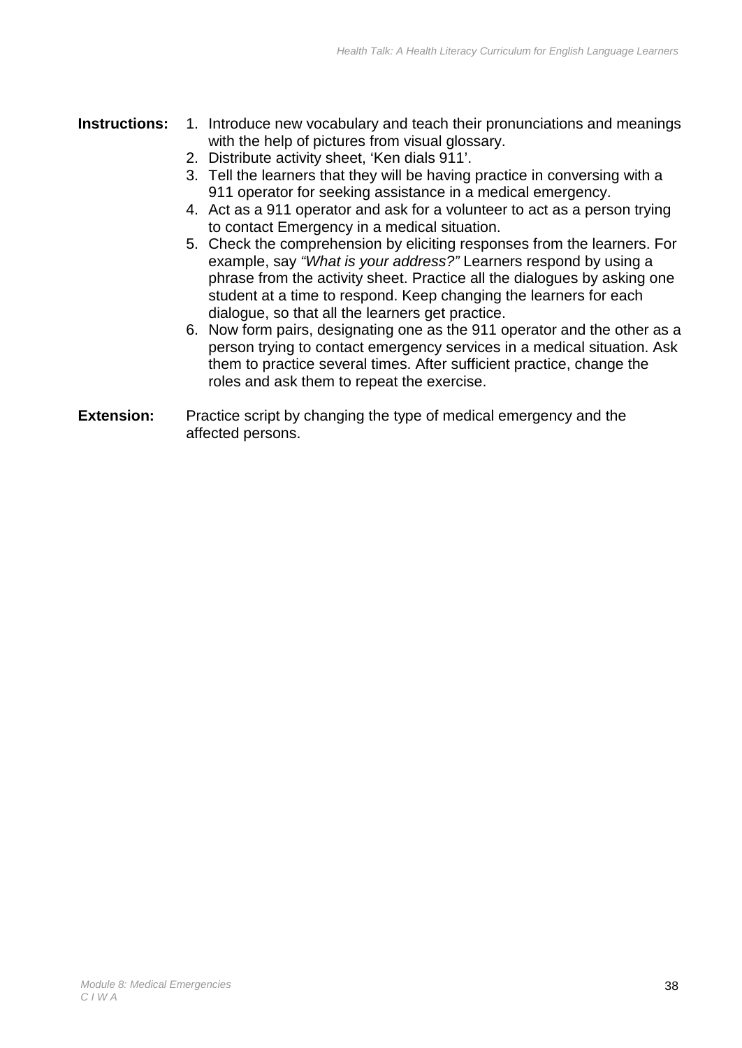**Instructions:**

1. Introduce new vocabulary and teach their pronunciations and meanings with the help of pictures from visual glossary.
2. Distribute activity sheet, 'Ken dials 911'.
3. Tell the learners that they will be having practice in conversing with a 911 operator for seeking assistance in a medical emergency.
4. Act as a 911 operator and ask for a volunteer to act as a person trying to contact Emergency in a medical situation.
5. Check the comprehension by eliciting responses from the learners. For example, say *"What is your address?"* Learners respond by using a phrase from the activity sheet. Practice all the dialogues by asking one student at a time to respond. Keep changing the learners for each dialogue, so that all the learners get practice.
6. Now form pairs, designating one as the 911 operator and the other as a person trying to contact emergency services in a medical situation. Ask them to practice several times. After sufficient practice, change the roles and ask them to repeat the exercise.

**Extension:** Practice script by changing the type of medical emergency and the affected persons.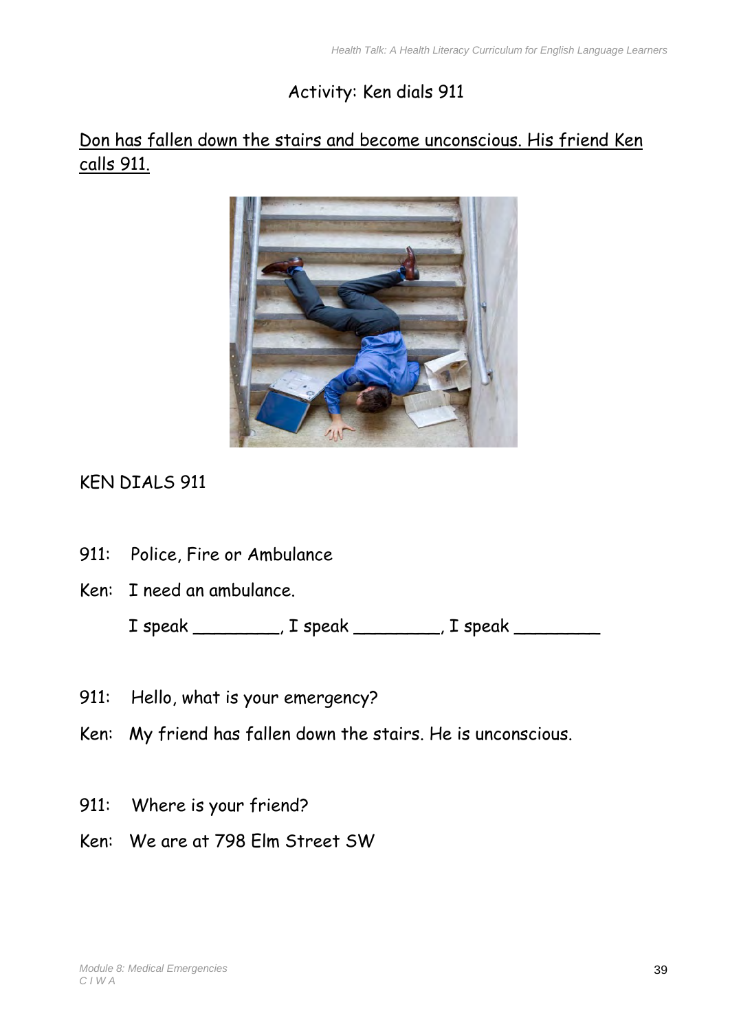## Activity: Ken dials 911

<u>Don has fallen down the stairs and become unconscious. His friend Ken calls 911.</u>

KEN DIALS 911

911: Police, Fire or Ambulance

Ken: I need an ambulance.

I speak ________, I speak ________, I speak ________

911: Hello, what is your emergency?

Ken: My friend has fallen down the stairs. He is unconscious.

911: Where is your friend?

Ken: We are at 798 Elm Street SW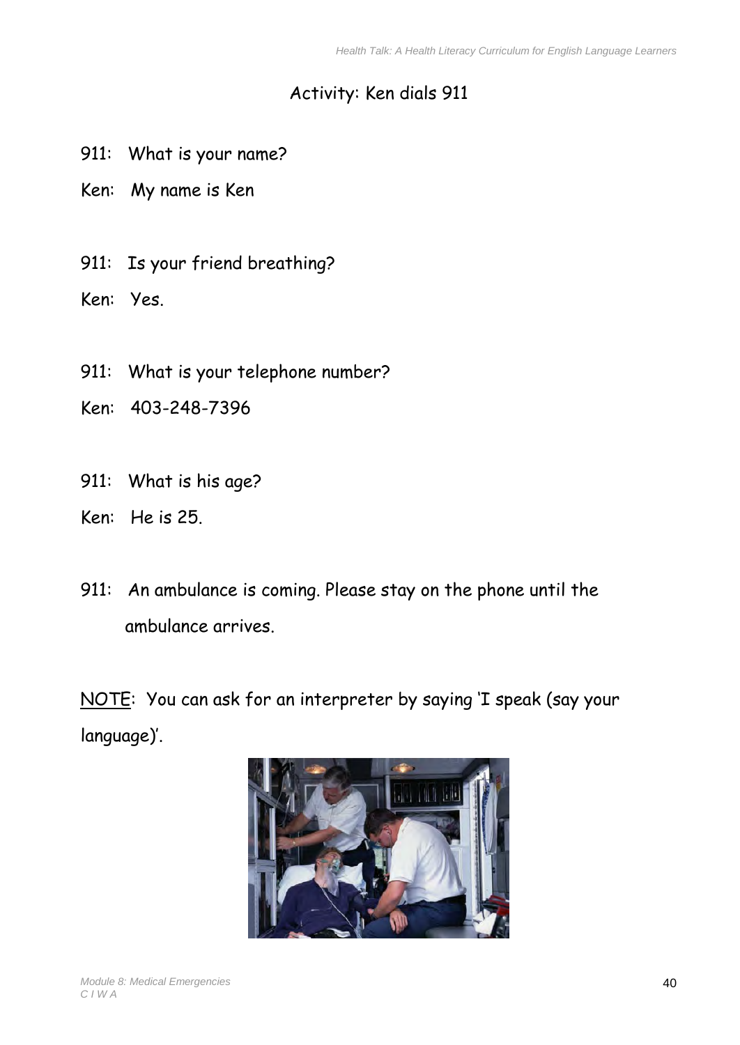# Activity: Ken dials 911

911: What is your name?

Ken: My name is Ken

911: Is your friend breathing?

Ken: Yes.

911: What is your telephone number?

Ken: 403-248-7396

911: What is his age?

Ken: He is 25.

911: An ambulance is coming. Please stay on the phone until the ambulance arrives.

<u>NOTE</u>: You can ask for an interpreter by saying 'I speak (say your language)'.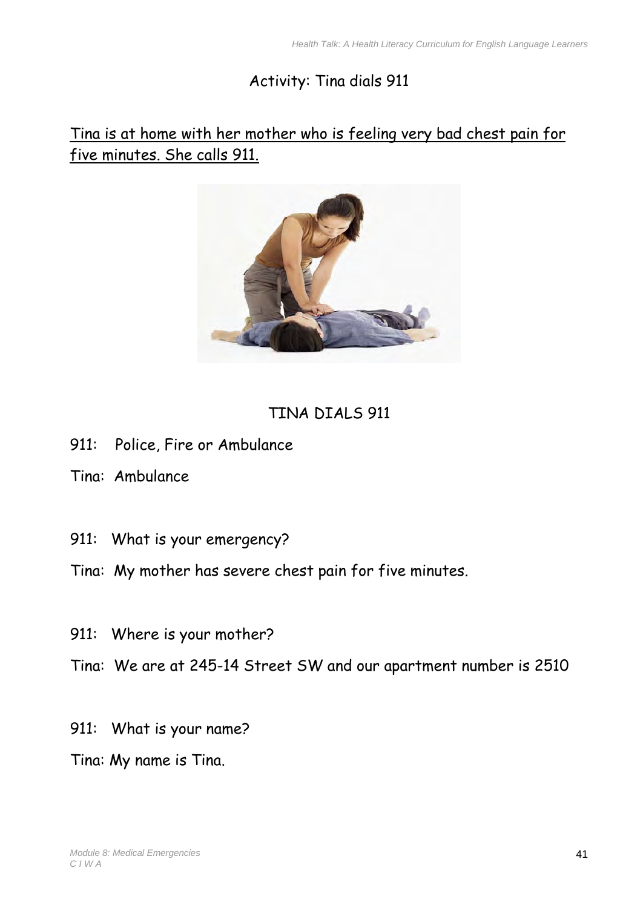# Activity: Tina dials 911

<u>Tina is at home with her mother who is feeling very bad chest pain for five minutes. She calls 911.</u>

## TINA DIALS 911

911: Police, Fire or Ambulance

Tina: Ambulance

911: What is your emergency?

Tina: My mother has severe chest pain for five minutes.

911: Where is your mother?

Tina: We are at 245-14 Street SW and our apartment number is 2510

911: What is your name?

Tina: My name is Tina.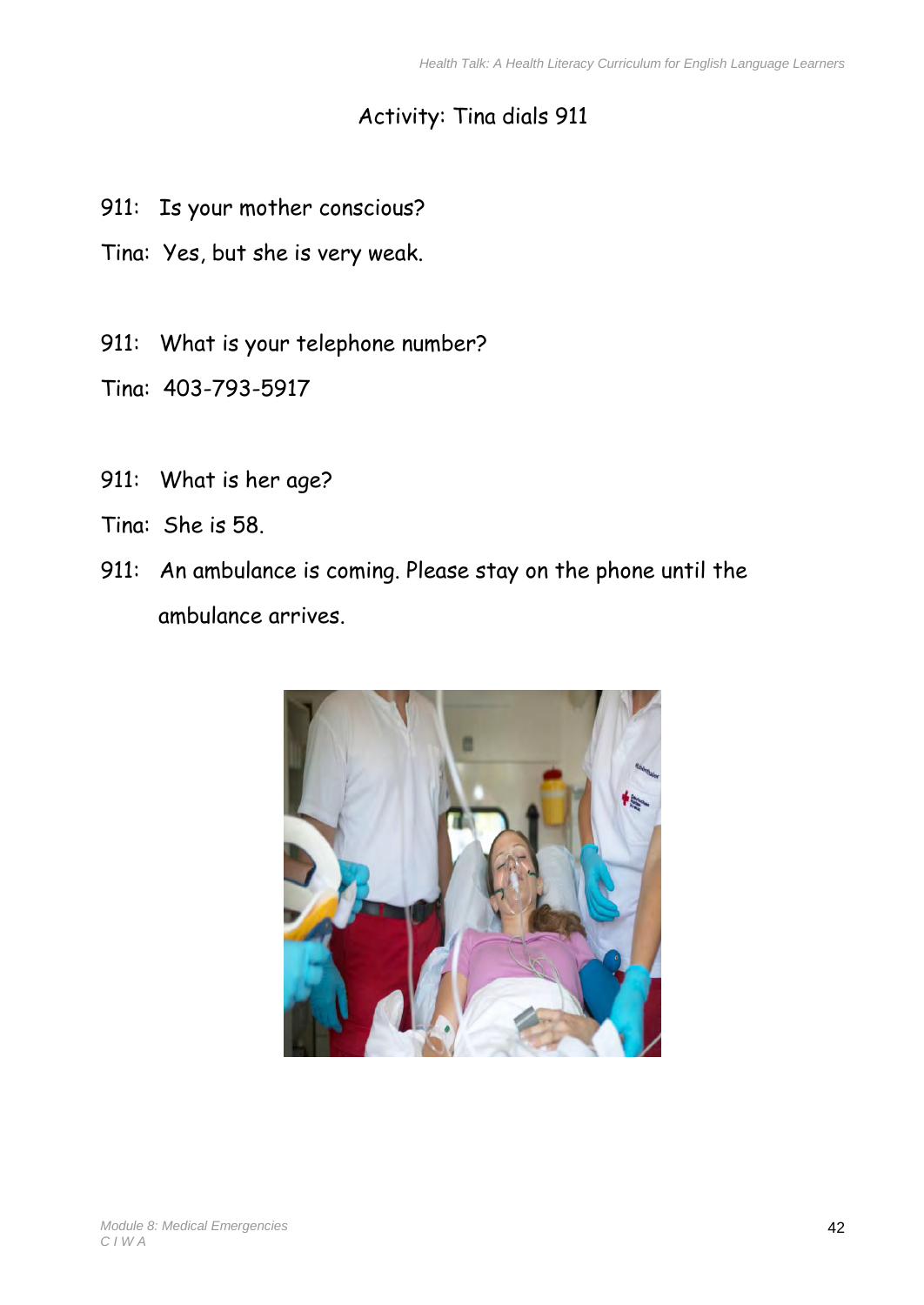## Activity: Tina dials 911

911: Is your mother conscious?

Tina: Yes, but she is very weak.

911: What is your telephone number?

Tina: 403-793-5917

911: What is her age?

Tina: She is 58.

911: An ambulance is coming. Please stay on the phone until the ambulance arrives.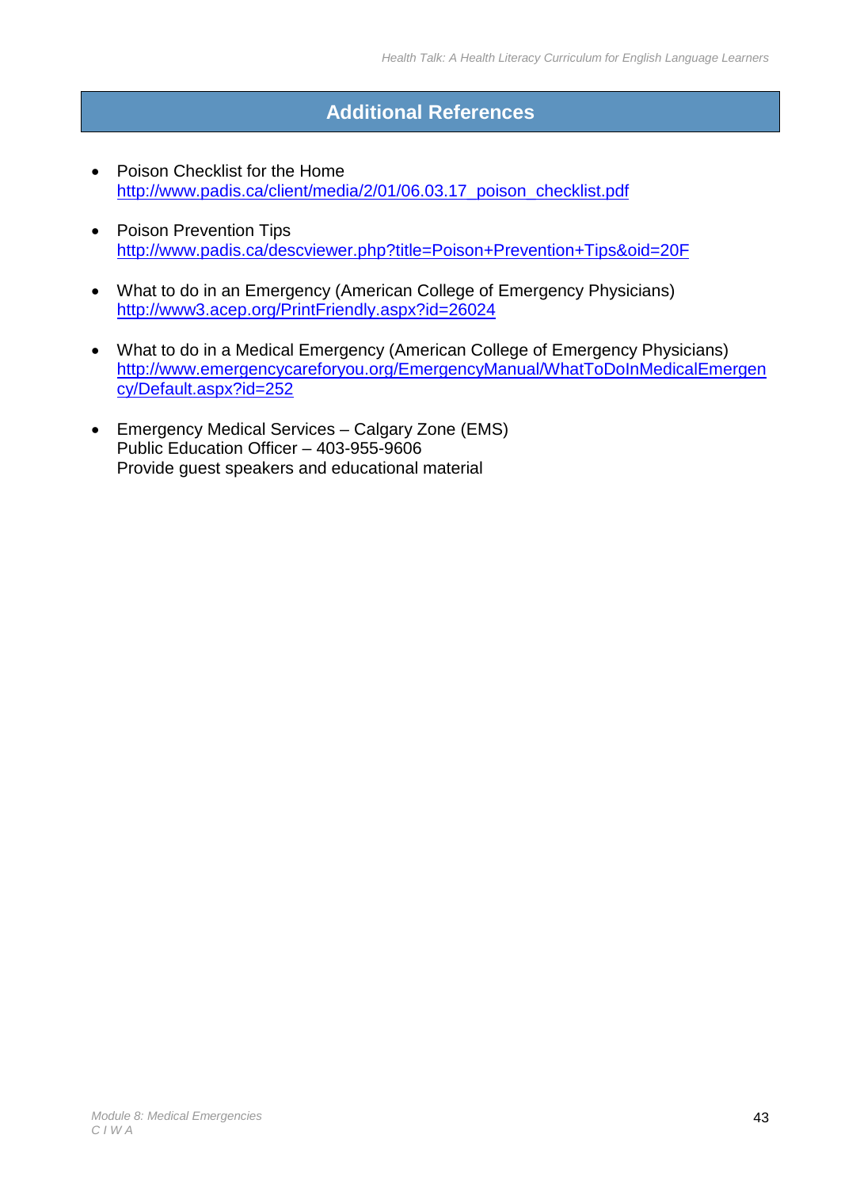## Additional References

- Poison Checklist for the Home
  http://www.padis.ca/client/media/2/01/06.03.17_poison_checklist.pdf

- Poison Prevention Tips
  http://www.padis.ca/descviewer.php?title=Poison+Prevention+Tips&oid=20F

- What to do in an Emergency (American College of Emergency Physicians)
  http://www3.acep.org/PrintFriendly.aspx?id=26024

- What to do in a Medical Emergency (American College of Emergency Physicians)
  http://www.emergencycareforyou.org/EmergencyManual/WhatToDoInMedicalEmergency/Default.aspx?id=252

- Emergency Medical Services – Calgary Zone (EMS)
  Public Education Officer – 403-955-9606
  Provide guest speakers and educational material